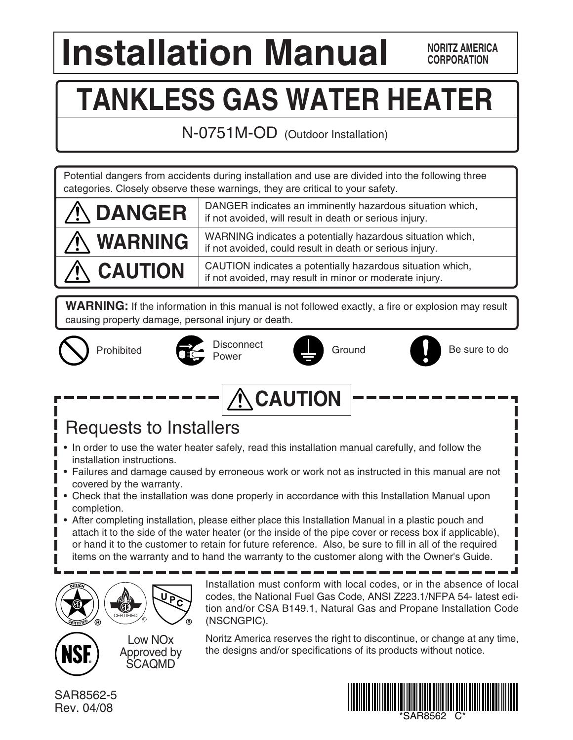# Installation Manual

NORITZ AMERICA CORPORATION

# TANKLESS GAS WATER HEATER

N-0751M-OD (Outdoor Installation)

Potential dangers from accidents during installation and use are divided into the following three categories. Closely observe these warnings, they are critical to your safety.

| | |
|---|---|
| ⚠ **DANGER** | DANGER indicates an imminently hazardous situation which, if not avoided, will result in death or serious injury. |
| ⚠ **WARNING** | WARNING indicates a potentially hazardous situation which, if not avoided, could result in death or serious injury. |
| ⚠ **CAUTION** | CAUTION indicates a potentially hazardous situation which, if not avoided, may result in minor or moderate injury. |

**WARNING:** If the information in this manual is not followed exactly, a fire or explosion may result causing property damage, personal injury or death.

Prohibited | Disconnect Power | Ground | Be sure to do

## ⚠ CAUTION

### Requests to Installers

- In order to use the water heater safely, read this installation manual carefully, and follow the installation instructions.
- Failures and damage caused by erroneous work or work not as instructed in this manual are not covered by the warranty.
- Check that the installation was done properly in accordance with this Installation Manual upon completion.
- After completing installation, please either place this Installation Manual in a plastic pouch and attach it to the side of the water heater (or the inside of the pipe cover or recess box if applicable), or hand it to the customer to retain for future reference. Also, be sure to fill in all of the required items on the warranty and to hand the warranty to the customer along with the Owner's Guide.

Low NOx Approved by SCAQMD

Installation must conform with local codes, or in the absence of local codes, the National Fuel Gas Code, ANSI Z223.1/NFPA 54- latest edition and/or CSA B149.1, Natural Gas and Propane Installation Code (NSCNGPIC).

Noritz America reserves the right to discontinue, or change at any time, the designs and/or specifications of its products without notice.

SAR8562-5
Rev. 04/08

*SAR8562 C*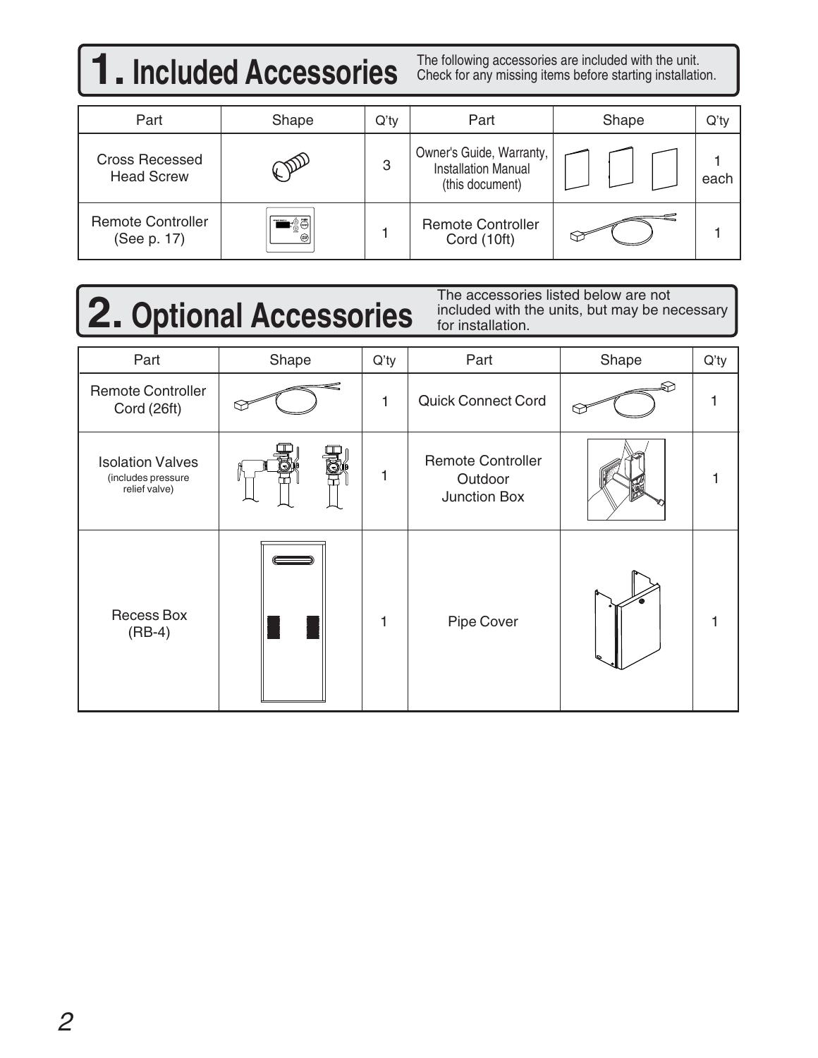## 1. Included Accessories

The following accessories are included with the unit. Check for any missing items before starting installation.

| Part | Shape | Q'ty | Part | Shape | Q'ty |
|---|---|---|---|---|---|
| Cross Recessed Head Screw | | 3 | Owner's Guide, Warranty, Installation Manual (this document) | | 1 each |
| Remote Controller (See p. 17) | | 1 | Remote Controller Cord (10ft) | | 1 |

## 2. Optional Accessories

The accessories listed below are not included with the units, but may be necessary for installation.

| Part | Shape | Q'ty | Part | Shape | Q'ty |
|---|---|---|---|---|---|
| Remote Controller Cord (26ft) | | 1 | Quick Connect Cord | | 1 |
| Isolation Valves (includes pressure relief valve) | | 1 | Remote Controller Outdoor Junction Box | | 1 |
| Recess Box (RB-4) | | 1 | Pipe Cover | | 1 |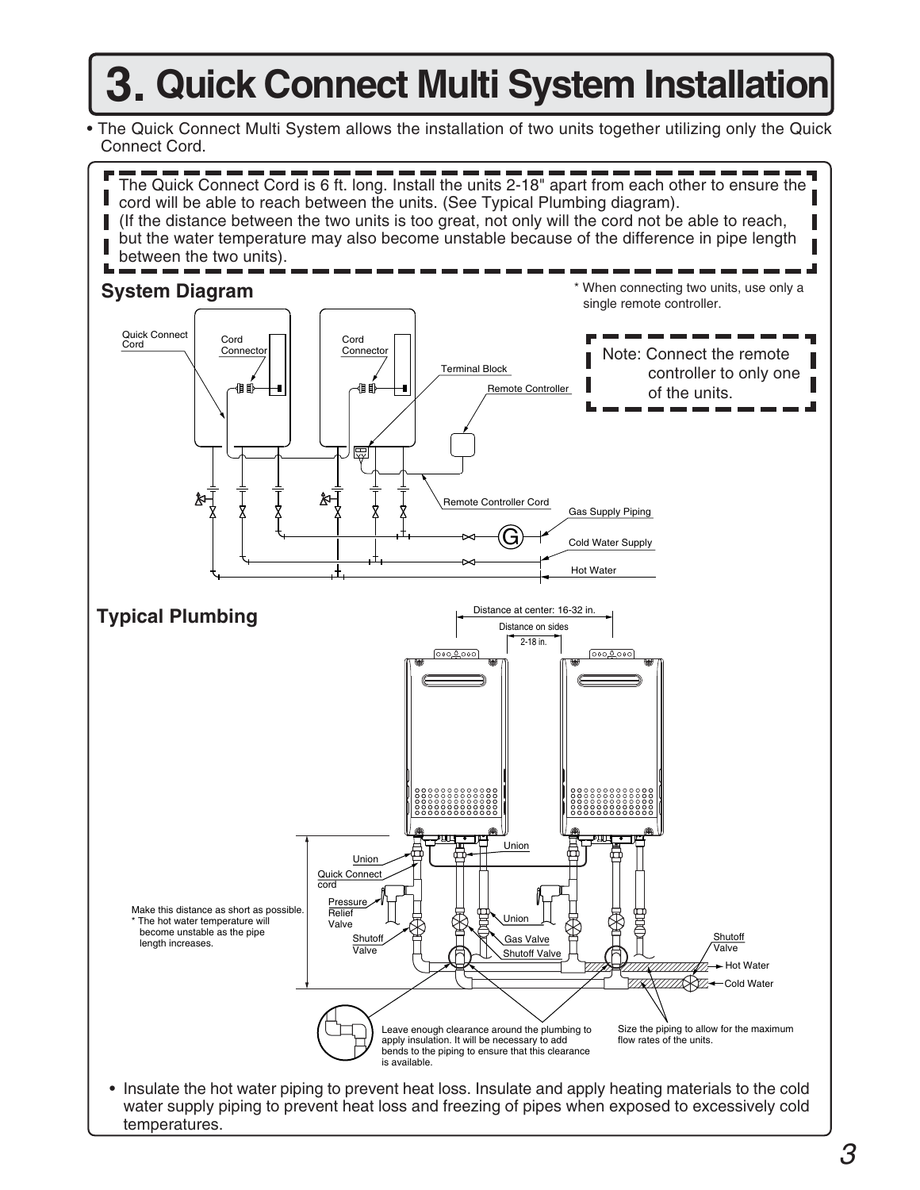# 3. Quick Connect Multi System Installation

- The Quick Connect Multi System allows the installation of two units together utilizing only the Quick Connect Cord.

The Quick Connect Cord is 6 ft. long. Install the units 2-18" apart from each other to ensure the cord will be able to reach between the units. (See Typical Plumbing diagram).
(If the distance between the two units is too great, not only will the cord not be able to reach, but the water temperature may also become unstable because of the difference in pipe length between the two units).

## System Diagram

\* When connecting two units, use only a single remote controller.

Note: Connect the remote controller to only one of the units.

Quick Connect Cord

Cord Connector

Cord Connector

Terminal Block

Remote Controller

Remote Controller Cord

Gas Supply Piping

Cold Water Supply

Hot Water

## Typical Plumbing

Distance at center: 16-32 in.

Distance on sides 2-18 in.

Union

Quick Connect cord

Pressure Relief Valve

Shutoff Valve

Union

Union

Gas Valve Shutoff Valve

Shutoff Valve

Hot Water

Cold Water

Make this distance as short as possible.
\* The hot water temperature will become unstable as the pipe length increases.

Leave enough clearance around the plumbing to apply insulation. It will be necessary to add bends to the piping to ensure that this clearance is available.

Size the piping to allow for the maximum flow rates of the units.

- Insulate the hot water piping to prevent heat loss. Insulate and apply heating materials to the cold water supply piping to prevent heat loss and freezing of pipes when exposed to excessively cold temperatures.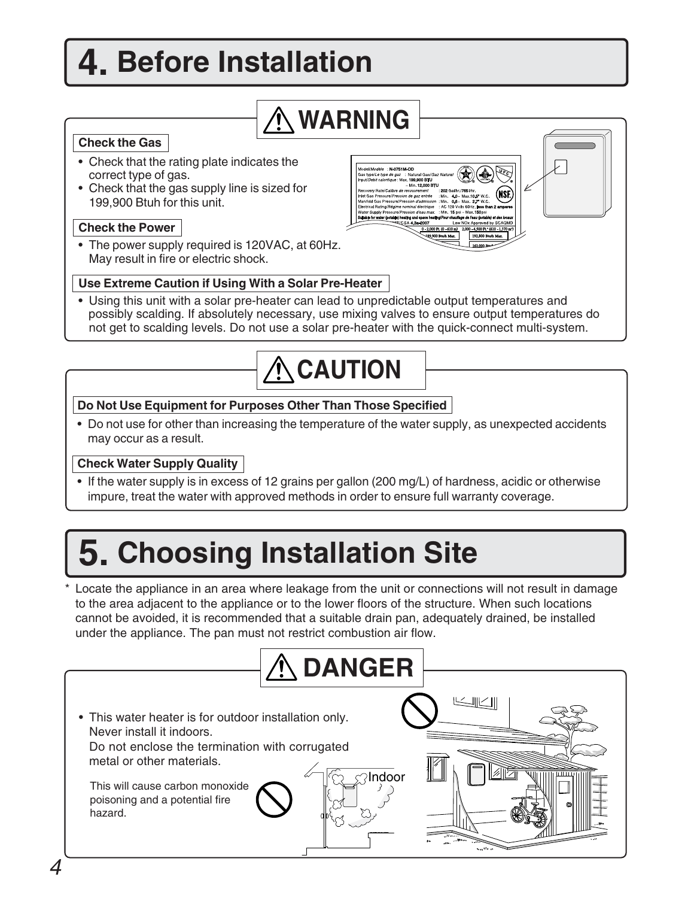# 4. Before Installation

## ⚠ WARNING

**Check the Gas**

- Check that the rating plate indicates the correct type of gas.
- Check that the gas supply line is sized for 199,900 Btuh for this unit.

**Check the Power**

- The power supply required is 120VAC, at 60Hz. May result in fire or electric shock.

**Use Extreme Caution if Using With a Solar Pre-Heater**

- Using this unit with a solar pre-heater can lead to unpredictable output temperatures and possibly scalding. If absolutely necessary, use mixing valves to ensure output temperatures do not get to scalding levels. Do not use a solar pre-heater with the quick-connect multi-system.

## ⚠ CAUTION

**Do Not Use Equipment for Purposes Other Than Those Specified**

- Do not use for other than increasing the temperature of the water supply, as unexpected accidents may occur as a result.

**Check Water Supply Quality**

- If the water supply is in excess of 12 grains per gallon (200 mg/L) of hardness, acidic or otherwise impure, treat the water with approved methods in order to ensure full warranty coverage.

# 5. Choosing Installation Site

\* Locate the appliance in an area where leakage from the unit or connections will not result in damage to the area adjacent to the appliance or to the lower floors of the structure. When such locations cannot be avoided, it is recommended that a suitable drain pan, adequately drained, be installed under the appliance. The pan must not restrict combustion air flow.

## ⚠ DANGER

- This water heater is for outdoor installation only. Never install it indoors. Do not enclose the termination with corrugated metal or other materials.

This will cause carbon monoxide poisoning and a potential fire hazard.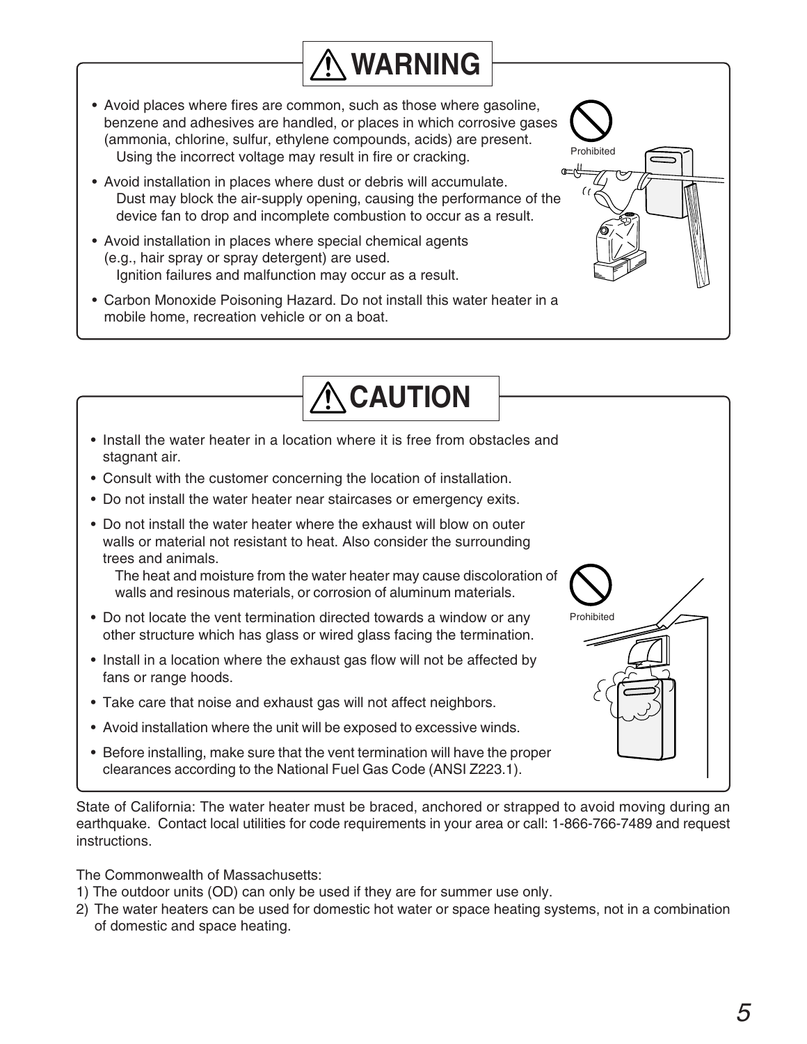## ⚠ WARNING

- Avoid places where fires are common, such as those where gasoline, benzene and adhesives are handled, or places in which corrosive gases (ammonia, chlorine, sulfur, ethylene compounds, acids) are present.
  Using the incorrect voltage may result in fire or cracking.
- Avoid installation in places where dust or debris will accumulate.
  Dust may block the air-supply opening, causing the performance of the device fan to drop and incomplete combustion to occur as a result.
- Avoid installation in places where special chemical agents (e.g., hair spray or spray detergent) are used.
  Ignition failures and malfunction may occur as a result.
- Carbon Monoxide Poisoning Hazard. Do not install this water heater in a mobile home, recreation vehicle or on a boat.

Prohibited

## ⚠ CAUTION

- Install the water heater in a location where it is free from obstacles and stagnant air.
- Consult with the customer concerning the location of installation.
- Do not install the water heater near staircases or emergency exits.
- Do not install the water heater where the exhaust will blow on outer walls or material not resistant to heat. Also consider the surrounding trees and animals.
  The heat and moisture from the water heater may cause discoloration of walls and resinous materials, or corrosion of aluminum materials.
- Do not locate the vent termination directed towards a window or any other structure which has glass or wired glass facing the termination.
- Install in a location where the exhaust gas flow will not be affected by fans or range hoods.
- Take care that noise and exhaust gas will not affect neighbors.
- Avoid installation where the unit will be exposed to excessive winds.
- Before installing, make sure that the vent termination will have the proper clearances according to the National Fuel Gas Code (ANSI Z223.1).

Prohibited

State of California: The water heater must be braced, anchored or strapped to avoid moving during an earthquake. Contact local utilities for code requirements in your area or call: 1-866-766-7489 and request instructions.

The Commonwealth of Massachusetts:

1) The outdoor units (OD) can only be used if they are for summer use only.
2) The water heaters can be used for domestic hot water or space heating systems, not in a combination of domestic and space heating.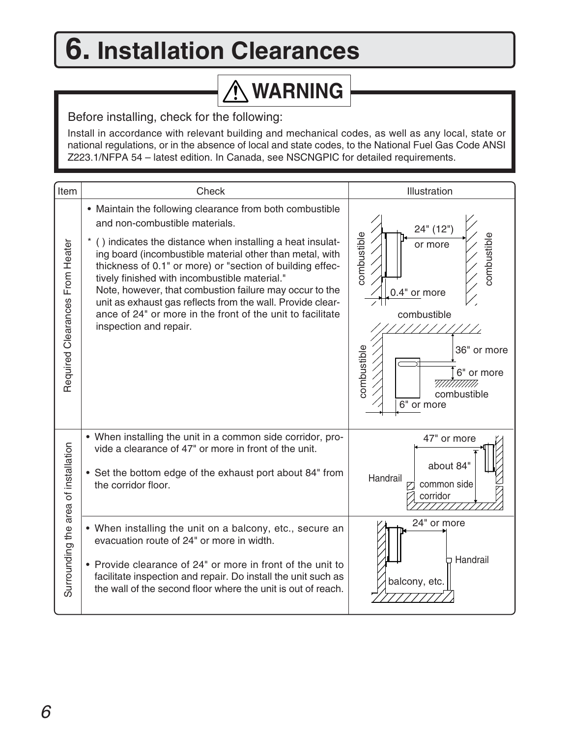# 6. Installation Clearances

## ⚠ WARNING

Before installing, check for the following:

Install in accordance with relevant building and mechanical codes, as well as any local, state or national regulations, or in the absence of local and state codes, to the National Fuel Gas Code ANSI Z223.1/NFPA 54 – latest edition. In Canada, see NSCNGPIC for detailed requirements.

| Item | Check | Illustration |
|---|---|---|
| Required Clearances From Heater | • Maintain the following clearance from both combustible and non-combustible materials.<br>* ( ) indicates the distance when installing a heat insulating board (incombustible material other than metal, with thickness of 0.1" or more) or "section of building effectively finished with incombustible material."<br>Note, however, that combustion failure may occur to the unit as exhaust gas reflects from the wall. Provide clearance of 24" or more in the front of the unit to facilitate inspection and repair. | combustible; 24" (12") or more; combustible; 0.4" or more<br>combustible; 36" or more; combustible; 6" or more; combustible; 6" or more |
| Surrounding the area of installation | • When installing the unit in a common side corridor, provide a clearance of 47" or more in front of the unit.<br>• Set the bottom edge of the exhaust port about 84" from the corridor floor. | 47" or more; about 84"; Handrail; common side corridor |
| | • When installing the unit on a balcony, etc., secure an evacuation route of 24" or more in width.<br>• Provide clearance of 24" or more in front of the unit to facilitate inspection and repair. Do install the unit such as the wall of the second floor where the unit is out of reach. | 24" or more; Handrail; balcony, etc. |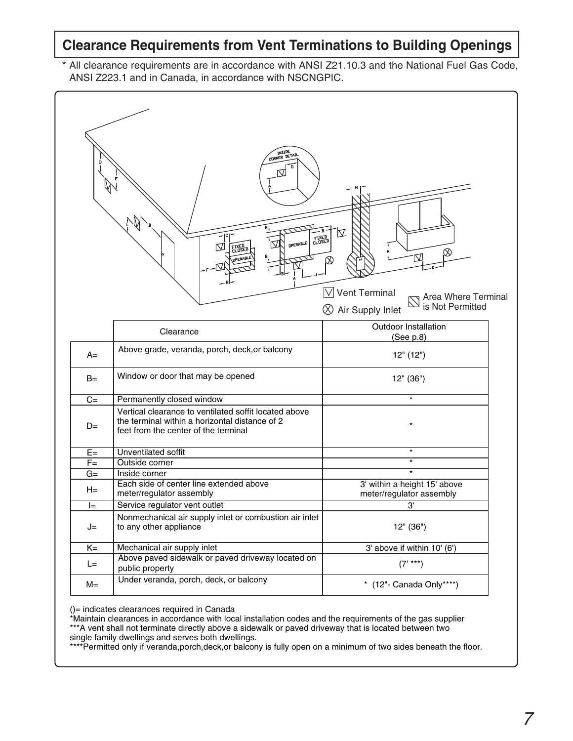## Clearance Requirements from Vent Terminations to Building Openings

\* All clearance requirements are in accordance with ANSI Z21.10.3 and the National Fuel Gas Code, ANSI Z223.1 and in Canada, in accordance with NSCNGPIC.

Vent Terminal

Air Supply Inlet

Area Where Terminal is Not Permitted

| | Clearance | Outdoor Installation (See p.8) |
|---|---|---|
| A= | Above grade, veranda, porch, deck,or balcony | 12" (12") |
| B= | Window or door that may be opened | 12" (36") |
| C= | Permanently closed window | * |
| D= | Vertical clearance to ventilated soffit located above the terminal within a horizontal distance of 2 feet from the center of the terminal | * |
| E= | Unventilated soffit | * |
| F= | Outside corner | * |
| G= | Inside corner | * |
| H= | Each side of center line extended above meter/regulator assembly | 3' within a height 15' above meter/regulator assembly |
| I= | Service regulator vent outlet | 3' |
| J= | Nonmechanical air supply inlet or combustion air inlet to any other appliance | 12" (36") |
| K= | Mechanical air supply inlet | 3' above if within 10' (6') |
| L= | Above paved sidewalk or paved driveway located on public property | (7' ***) |
| M= | Under veranda, porch, deck, or balcony | * (12"- Canada Only****) |

()= indicates clearances required in Canada

*Maintain clearances in accordance with local installation codes and the requirements of the gas supplier

***A vent shall not terminate directly above a sidewalk or paved driveway that is located between two single family dwellings and serves both dwellings.

****Permitted only if veranda,porch,deck,or balcony is fully open on a minimum of two sides beneath the floor.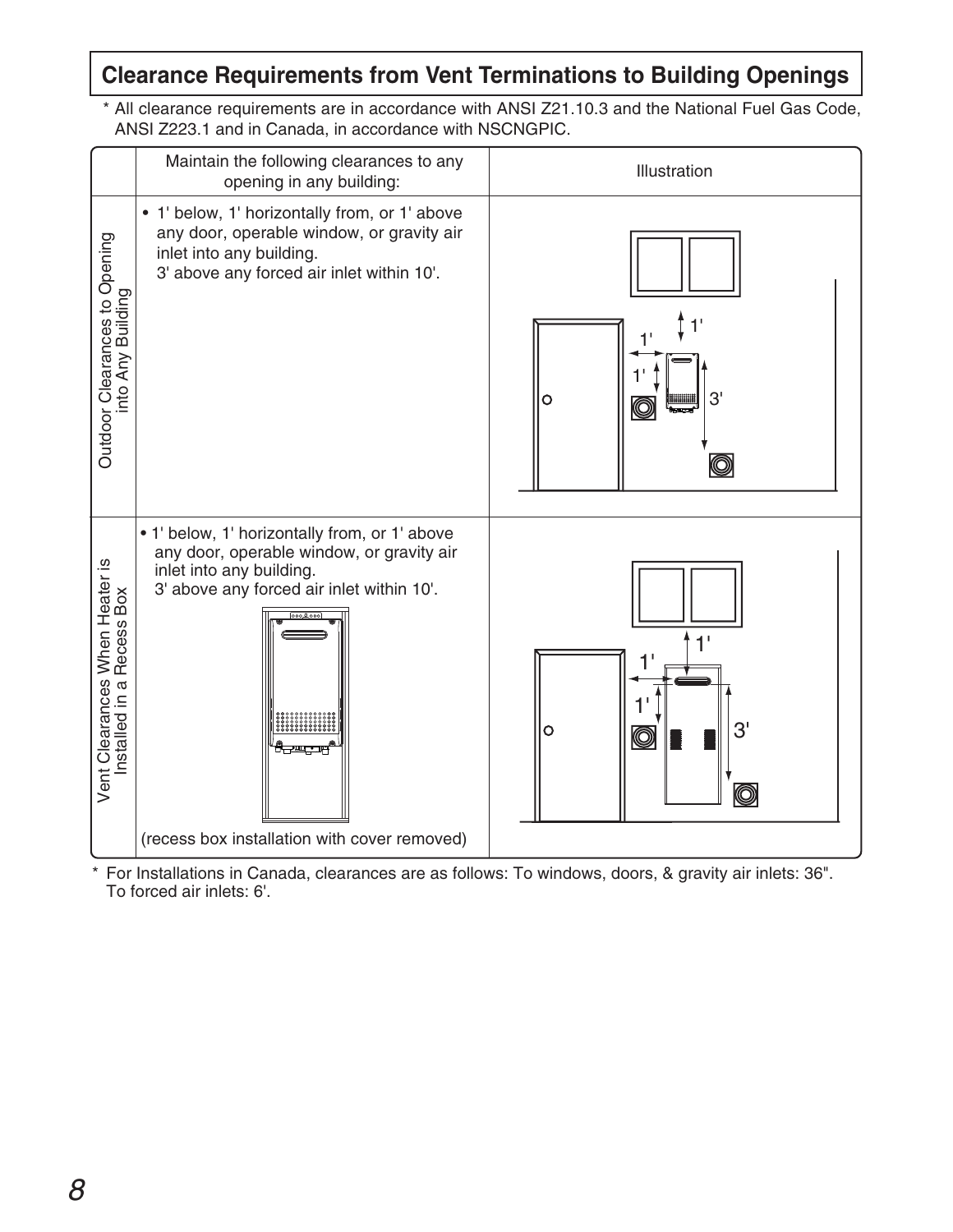## Clearance Requirements from Vent Terminations to Building Openings

\* All clearance requirements are in accordance with ANSI Z21.10.3 and the National Fuel Gas Code, ANSI Z223.1 and in Canada, in accordance with NSCNGPIC.

| | Maintain the following clearances to any opening in any building: | Illustration |
|---|---|---|
| Outdoor Clearances to Opening into Any Building | • 1' below, 1' horizontally from, or 1' above any door, operable window, or gravity air inlet into any building. 3' above any forced air inlet within 10'. | |
| Vent Clearances When Heater is Installed in a Recess Box | • 1' below, 1' horizontally from, or 1' above any door, operable window, or gravity air inlet into any building. 3' above any forced air inlet within 10'. (recess box installation with cover removed) | |

\* For Installations in Canada, clearances are as follows: To windows, doors, & gravity air inlets: 36". To forced air inlets: 6'.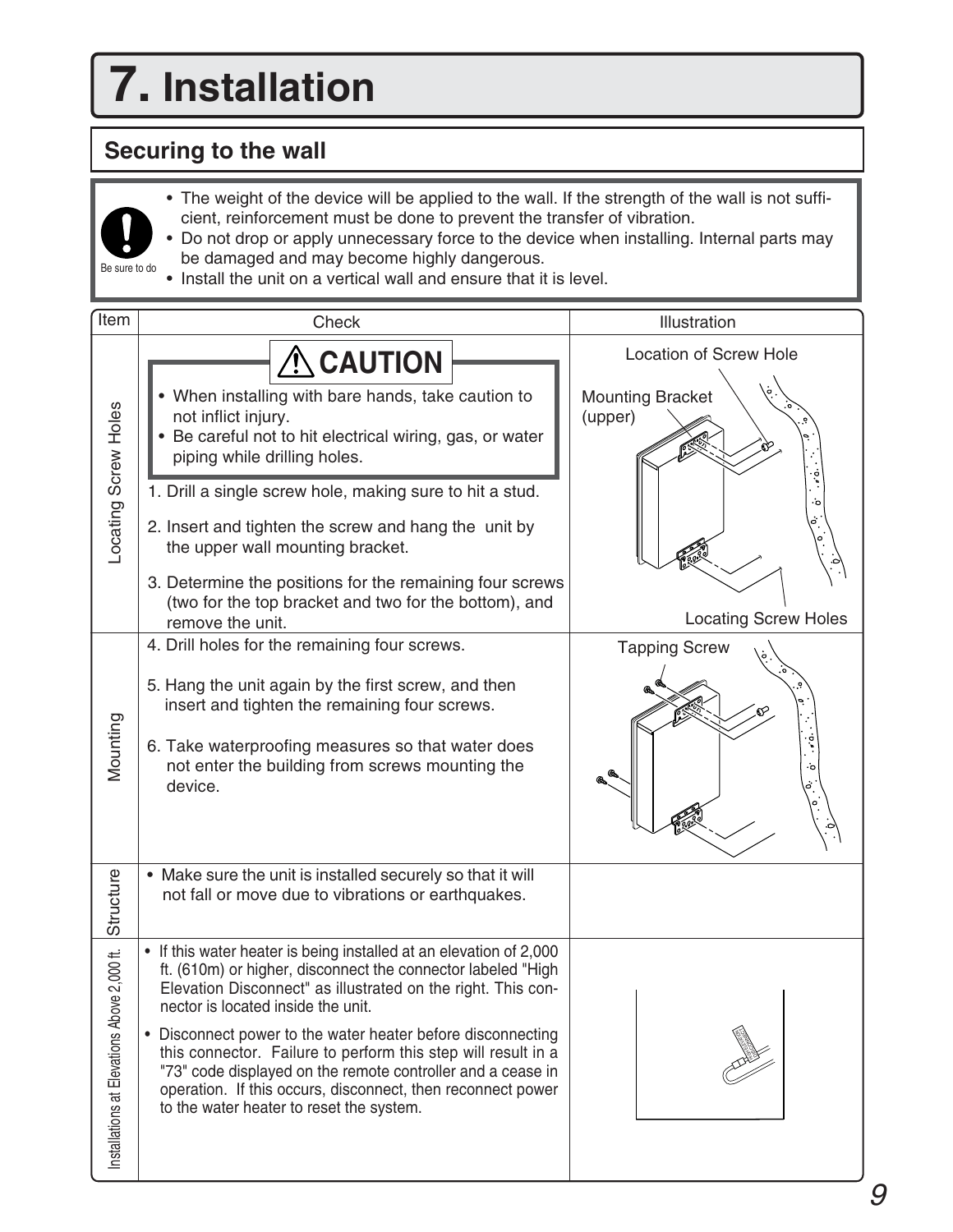# 7. Installation

## Securing to the wall

Be sure to do

- The weight of the device will be applied to the wall. If the strength of the wall is not sufficient, reinforcement must be done to prevent the transfer of vibration.
- Do not drop or apply unnecessary force to the device when installing. Internal parts may be damaged and may become highly dangerous.
- Install the unit on a vertical wall and ensure that it is level.

| Item | Check | Illustration |
|---|---|---|
| Locating Screw Holes | **⚠ CAUTION**<br>• When installing with bare hands, take caution to not inflict injury.<br>• Be careful not to hit electrical wiring, gas, or water piping while drilling holes.<br><br>1. Drill a single screw hole, making sure to hit a stud.<br>2. Insert and tighten the screw and hang the unit by the upper wall mounting bracket.<br>3. Determine the positions for the remaining four screws (two for the top bracket and two for the bottom), and remove the unit. | Location of Screw Hole<br>Mounting Bracket (upper)<br>Locating Screw Holes |
| Mounting | 4. Drill holes for the remaining four screws.<br>5. Hang the unit again by the first screw, and then insert and tighten the remaining four screws.<br>6. Take waterproofing measures so that water does not enter the building from screws mounting the device. | Tapping Screw |
| Structure | • Make sure the unit is installed securely so that it will not fall or move due to vibrations or earthquakes. | |
| Installations at Elevations Above 2,000 ft. | • If this water heater is being installed at an elevation of 2,000 ft. (610m) or higher, disconnect the connector labeled "High Elevation Disconnect" as illustrated on the right. This connector is located inside the unit.<br>• Disconnect power to the water heater before disconnecting this connector. Failure to perform this step will result in a "73" code displayed on the remote controller and a cease in operation. If this occurs, disconnect, then reconnect power to the water heater to reset the system. | |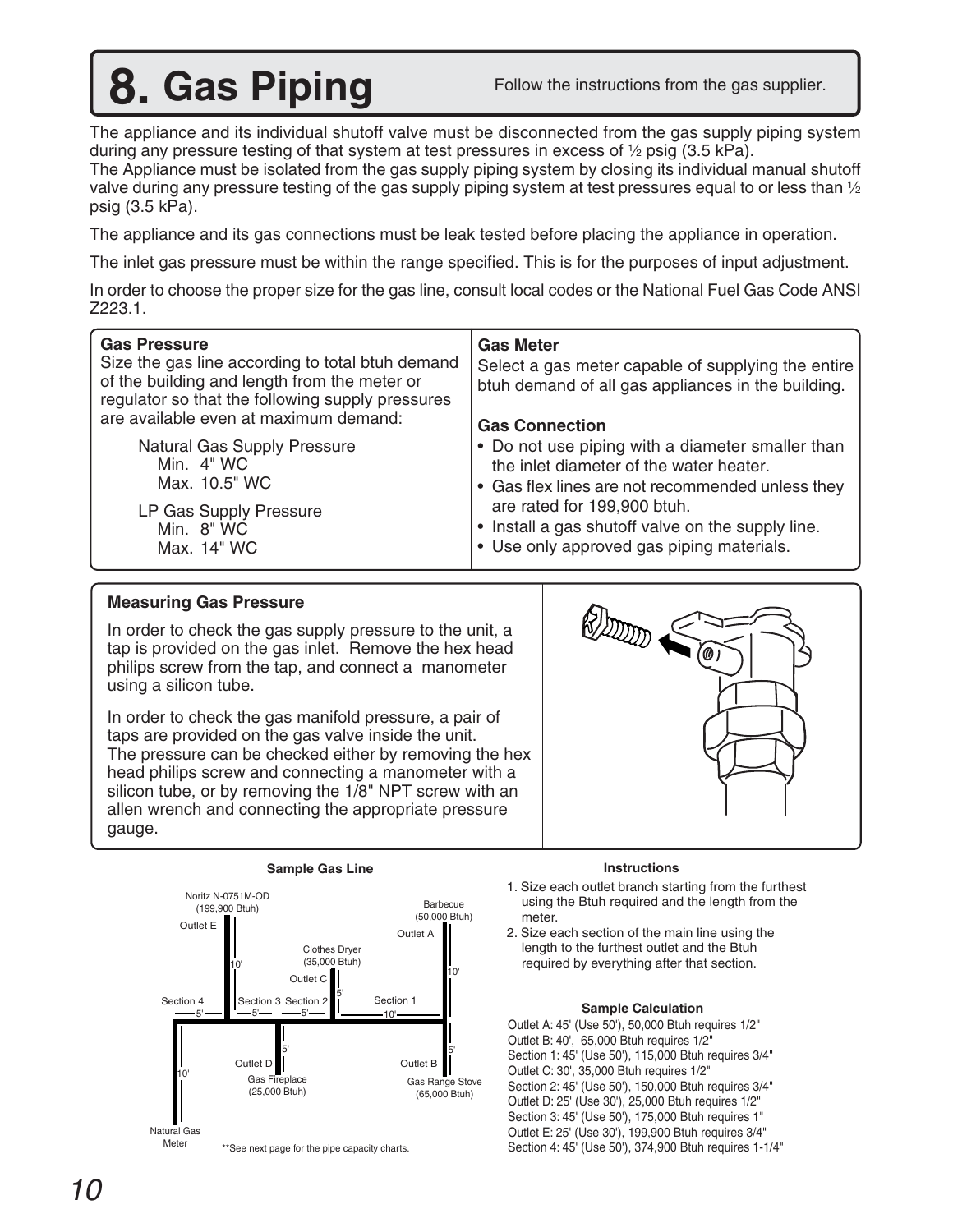# 8. Gas Piping

Follow the instructions from the gas supplier.

The appliance and its individual shutoff valve must be disconnected from the gas supply piping system during any pressure testing of that system at test pressures in excess of ½ psig (3.5 kPa).
The Appliance must be isolated from the gas supply piping system by closing its individual manual shutoff valve during any pressure testing of the gas supply piping system at test pressures equal to or less than ½ psig (3.5 kPa).

The appliance and its gas connections must be leak tested before placing the appliance in operation.

The inlet gas pressure must be within the range specified. This is for the purposes of input adjustment.

In order to choose the proper size for the gas line, consult local codes or the National Fuel Gas Code ANSI Z223.1.

### Gas Pressure

Size the gas line according to total btuh demand of the building and length from the meter or regulator so that the following supply pressures are available even at maximum demand:

Natural Gas Supply Pressure
- Min. 4" WC
- Max. 10.5" WC

LP Gas Supply Pressure
- Min. 8" WC
- Max. 14" WC

### Gas Meter

Select a gas meter capable of supplying the entire btuh demand of all gas appliances in the building.

### Gas Connection

- Do not use piping with a diameter smaller than the inlet diameter of the water heater.
- Gas flex lines are not recommended unless they are rated for 199,900 btuh.
- Install a gas shutoff valve on the supply line.
- Use only approved gas piping materials.

### Measuring Gas Pressure

In order to check the gas supply pressure to the unit, a tap is provided on the gas inlet. Remove the hex head philips screw from the tap, and connect a manometer using a silicon tube.

In order to check the gas manifold pressure, a pair of taps are provided on the gas valve inside the unit.
The pressure can be checked either by removing the hex head philips screw and connecting a manometer with a silicon tube, or by removing the 1/8" NPT screw with an allen wrench and connecting the appropriate pressure gauge.

### Sample Gas Line

Noritz N-0751M-OD (199,900 Btuh) – Outlet E – 10'
Clothes Dryer (35,000 Btuh) – Outlet C – 5'
Barbecue (50,000 Btuh) – Outlet A – 10'
Gas Fireplace (25,000 Btuh) – Outlet D – 5'
Gas Range Stove (65,000 Btuh) – Outlet B – 5'
Section 4 – 5'; Section 3 – 5'; Section 2 – 5'; Section 1 – 10'
Natural Gas Meter – 10'

**See next page for the pipe capacity charts.

### Instructions

1. Size each outlet branch starting from the furthest using the Btuh required and the length from the meter.
2. Size each section of the main line using the length to the furthest outlet and the Btuh required by everything after that section.

### Sample Calculation

Outlet A: 45' (Use 50'), 50,000 Btuh requires 1/2"
Outlet B: 40', 65,000 Btuh requires 1/2"
Section 1: 45' (Use 50'), 115,000 Btuh requires 3/4"
Outlet C: 30', 35,000 Btuh requires 1/2"
Section 2: 45' (Use 50'), 150,000 Btuh requires 3/4"
Outlet D: 25' (Use 30'), 25,000 Btuh requires 1/2"
Section 3: 45' (Use 50'), 175,000 Btuh requires 1"
Outlet E: 25' (Use 30'), 199,900 Btuh requires 3/4"
Section 4: 45' (Use 50'), 374,900 Btuh requires 1-1/4"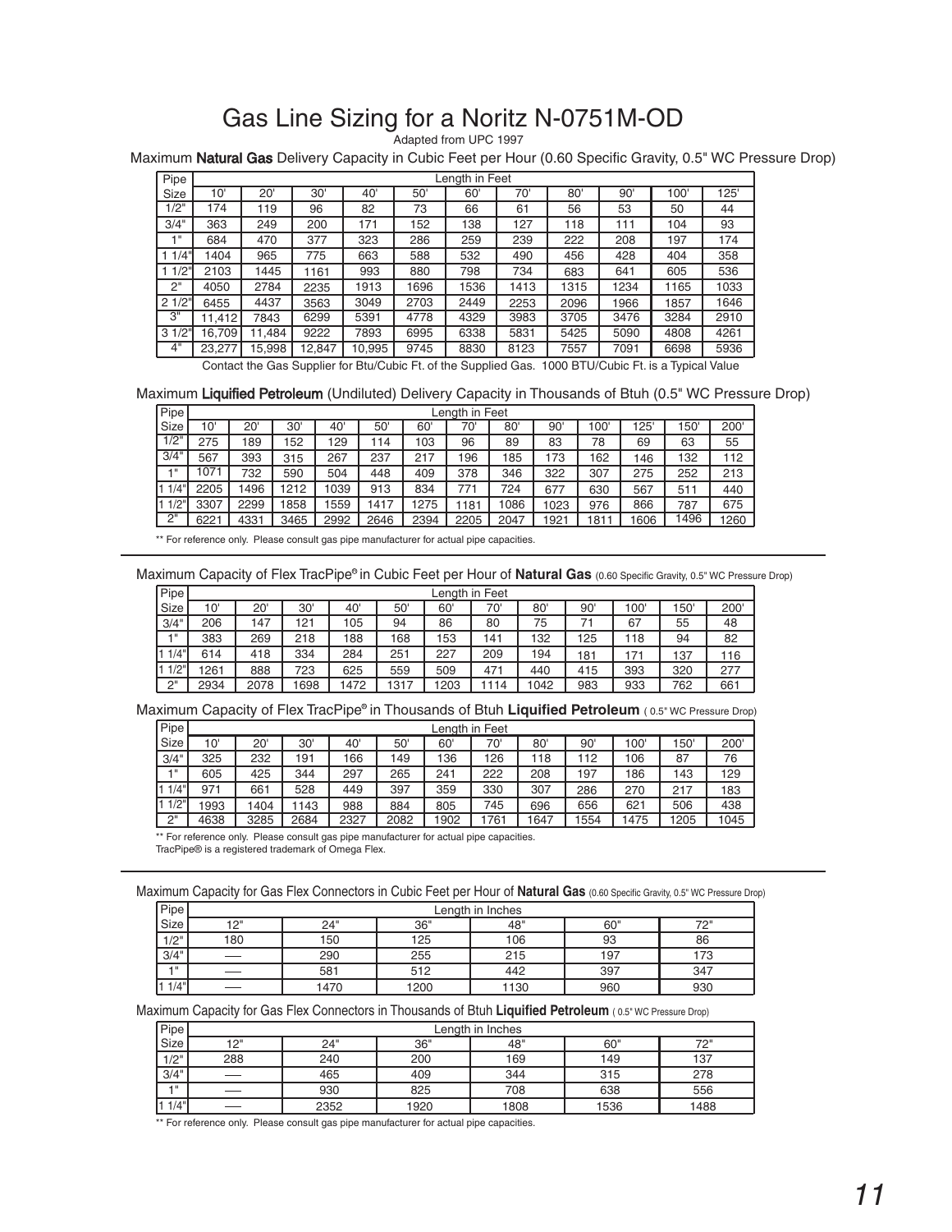# Gas Line Sizing for a Noritz N-0751M-OD

Adapted from UPC 1997

Maximum **Natural Gas** Delivery Capacity in Cubic Feet per Hour (0.60 Specific Gravity, 0.5" WC Pressure Drop)

| Pipe Size | Length in Feet | | | | | | | | | | |
|---|---|---|---|---|---|---|---|---|---|---|---|
| | 10' | 20' | 30' | 40' | 50' | 60' | 70' | 80' | 90' | 100' | 125' |
| 1/2" | 174 | 119 | 96 | 82 | 73 | 66 | 61 | 56 | 53 | 50 | 44 |
| 3/4" | 363 | 249 | 200 | 171 | 152 | 138 | 127 | 118 | 111 | 104 | 93 |
| 1" | 684 | 470 | 377 | 323 | 286 | 259 | 239 | 222 | 208 | 197 | 174 |
| 1 1/4" | 1404 | 965 | 775 | 663 | 588 | 532 | 490 | 456 | 428 | 404 | 358 |
| 1 1/2" | 2103 | 1445 | 1161 | 993 | 880 | 798 | 734 | 683 | 641 | 605 | 536 |
| 2" | 4050 | 2784 | 2235 | 1913 | 1696 | 1536 | 1413 | 1315 | 1234 | 1165 | 1033 |
| 2 1/2" | 6455 | 4437 | 3563 | 3049 | 2703 | 2449 | 2253 | 2096 | 1966 | 1857 | 1646 |
| 3" | 11,412 | 7843 | 6299 | 5391 | 4778 | 4329 | 3983 | 3705 | 3476 | 3284 | 2910 |
| 3 1/2" | 16,709 | 11,484 | 9222 | 7893 | 6995 | 6338 | 5831 | 5425 | 5090 | 4808 | 4261 |
| 4" | 23,277 | 15,998 | 12,847 | 10,995 | 9745 | 8830 | 8123 | 7557 | 7091 | 6698 | 5936 |

Contact the Gas Supplier for Btu/Cubic Ft. of the Supplied Gas. 1000 BTU/Cubic Ft. is a Typical Value

Maximum **Liquified Petroleum** (Undiluted) Delivery Capacity in Thousands of Btuh (0.5" WC Pressure Drop)

| Pipe Size | Length in Feet | | | | | | | | | | | | |
|---|---|---|---|---|---|---|---|---|---|---|---|---|---|
| | 10' | 20' | 30' | 40' | 50' | 60' | 70' | 80' | 90' | 100' | 125' | 150' | 200' |
| 1/2" | 275 | 189 | 152 | 129 | 114 | 103 | 96 | 89 | 83 | 78 | 69 | 63 | 55 |
| 3/4" | 567 | 393 | 315 | 267 | 237 | 217 | 196 | 185 | 173 | 162 | 146 | 132 | 112 |
| 1" | 1071 | 732 | 590 | 504 | 448 | 409 | 378 | 346 | 322 | 307 | 275 | 252 | 213 |
| 1 1/4" | 2205 | 1496 | 1212 | 1039 | 913 | 834 | 771 | 724 | 677 | 630 | 567 | 511 | 440 |
| 1 1/2" | 3307 | 2299 | 1858 | 1559 | 1417 | 1275 | 1181 | 1086 | 1023 | 976 | 866 | 787 | 675 |
| 2" | 6221 | 4331 | 3465 | 2992 | 2646 | 2394 | 2205 | 2047 | 1921 | 1811 | 1606 | 1496 | 1260 |

** For reference only. Please consult gas pipe manufacturer for actual pipe capacities.

Maximum Capacity of Flex TracPipe® in Cubic Feet per Hour of **Natural Gas** (0.60 Specific Gravity, 0.5" WC Pressure Drop)

| Pipe Size | Length in Feet | | | | | | | | | | | |
|---|---|---|---|---|---|---|---|---|---|---|---|---|
| | 10' | 20' | 30' | 40' | 50' | 60' | 70' | 80' | 90' | 100' | 150' | 200' |
| 3/4" | 206 | 147 | 121 | 105 | 94 | 86 | 80 | 75 | 71 | 67 | 55 | 48 |
| 1" | 383 | 269 | 218 | 188 | 168 | 153 | 141 | 132 | 125 | 118 | 94 | 82 |
| 1 1/4" | 614 | 418 | 334 | 284 | 251 | 227 | 209 | 194 | 181 | 171 | 137 | 116 |
| 1 1/2" | 1261 | 888 | 723 | 625 | 559 | 509 | 471 | 440 | 415 | 393 | 320 | 277 |
| 2" | 2934 | 2078 | 1698 | 1472 | 1317 | 1203 | 1114 | 1042 | 983 | 933 | 762 | 661 |

Maximum Capacity of Flex TracPipe® in Thousands of Btuh **Liquified Petroleum** ( 0.5" WC Pressure Drop)

| Pipe Size | Length in Feet | | | | | | | | | | | |
|---|---|---|---|---|---|---|---|---|---|---|---|---|
| | 10' | 20' | 30' | 40' | 50' | 60' | 70' | 80' | 90' | 100' | 150' | 200' |
| 3/4" | 325 | 232 | 191 | 166 | 149 | 136 | 126 | 118 | 112 | 106 | 87 | 76 |
| 1" | 605 | 425 | 344 | 297 | 265 | 241 | 222 | 208 | 197 | 186 | 143 | 129 |
| 1 1/4" | 971 | 661 | 528 | 449 | 397 | 359 | 330 | 307 | 286 | 270 | 217 | 183 |
| 1 1/2" | 1993 | 1404 | 1143 | 988 | 884 | 805 | 745 | 696 | 656 | 621 | 506 | 438 |
| 2" | 4638 | 3285 | 2684 | 2327 | 2082 | 1902 | 1761 | 1647 | 1554 | 1475 | 1205 | 1045 |

** For reference only. Please consult gas pipe manufacturer for actual pipe capacities.
TracPipe® is a registered trademark of Omega Flex.

Maximum Capacity for Gas Flex Connectors in Cubic Feet per Hour of **Natural Gas** (0.60 Specific Gravity, 0.5" WC Pressure Drop)

| Pipe Size | Length in Inches | | | | | |
|---|---|---|---|---|---|---|
| | 12" | 24" | 36" | 48" | 60" | 72" |
| 1/2" | 180 | 150 | 125 | 106 | 93 | 86 |
| 3/4" | — | 290 | 255 | 215 | 197 | 173 |
| 1" | — | 581 | 512 | 442 | 397 | 347 |
| 1 1/4" | — | 1470 | 1200 | 1130 | 960 | 930 |

Maximum Capacity for Gas Flex Connectors in Thousands of Btuh **Liquified Petroleum** ( 0.5" WC Pressure Drop)

| Pipe Size | Length in Inches | | | | | |
|---|---|---|---|---|---|---|
| | 12" | 24" | 36" | 48" | 60" | 72" |
| 1/2" | 288 | 240 | 200 | 169 | 149 | 137 |
| 3/4" | — | 465 | 409 | 344 | 315 | 278 |
| 1" | — | 930 | 825 | 708 | 638 | 556 |
| 1 1/4" | — | 2352 | 1920 | 1808 | 1536 | 1488 |

** For reference only. Please consult gas pipe manufacturer for actual pipe capacities.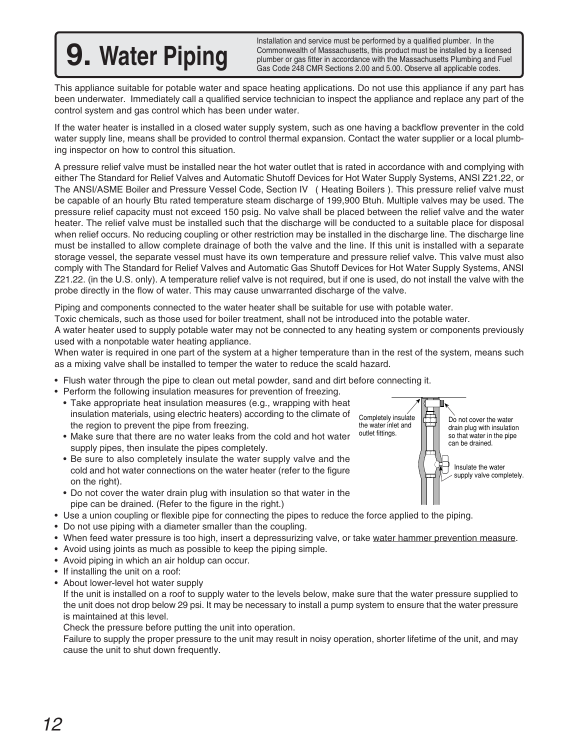# 9. Water Piping

Installation and service must be performed by a qualified plumber. In the Commonwealth of Massachusetts, this product must be installed by a licensed plumber or gas fitter in accordance with the Massachusetts Plumbing and Fuel Gas Code 248 CMR Sections 2.00 and 5.00. Observe all applicable codes.

This appliance suitable for potable water and space heating applications. Do not use this appliance if any part has been underwater. Immediately call a qualified service technician to inspect the appliance and replace any part of the control system and gas control which has been under water.

If the water heater is installed in a closed water supply system, such as one having a backflow preventer in the cold water supply line, means shall be provided to control thermal expansion. Contact the water supplier or a local plumbing inspector on how to control this situation.

A pressure relief valve must be installed near the hot water outlet that is rated in accordance with and complying with either The Standard for Relief Valves and Automatic Shutoff Devices for Hot Water Supply Systems, ANSI Z21.22, or The ANSI/ASME Boiler and Pressure Vessel Code, Section IV ( Heating Boilers ). This pressure relief valve must be capable of an hourly Btu rated temperature steam discharge of 199,900 Btuh. Multiple valves may be used. The pressure relief capacity must not exceed 150 psig. No valve shall be placed between the relief valve and the water heater. The relief valve must be installed such that the discharge will be conducted to a suitable place for disposal when relief occurs. No reducing coupling or other restriction may be installed in the discharge line. The discharge line must be installed to allow complete drainage of both the valve and the line. If this unit is installed with a separate storage vessel, the separate vessel must have its own temperature and pressure relief valve. This valve must also comply with The Standard for Relief Valves and Automatic Gas Shutoff Devices for Hot Water Supply Systems, ANSI Z21.22. (in the U.S. only). A temperature relief valve is not required, but if one is used, do not install the valve with the probe directly in the flow of water. This may cause unwarranted discharge of the valve.

Piping and components connected to the water heater shall be suitable for use with potable water.
Toxic chemicals, such as those used for boiler treatment, shall not be introduced into the potable water.
A water heater used to supply potable water may not be connected to any heating system or components previously used with a nonpotable water heating appliance.
When water is required in one part of the system at a higher temperature than in the rest of the system, means such as a mixing valve shall be installed to temper the water to reduce the scald hazard.

- Flush water through the pipe to clean out metal powder, sand and dirt before connecting it.
- Perform the following insulation measures for prevention of freezing.
  - Take appropriate heat insulation measures (e.g., wrapping with heat insulation materials, using electric heaters) according to the climate of the region to prevent the pipe from freezing.
  - Make sure that there are no water leaks from the cold and hot water supply pipes, then insulate the pipes completely.
  - Be sure to also completely insulate the water supply valve and the cold and hot water connections on the water heater (refer to the figure on the right).
  - Do not cover the water drain plug with insulation so that water in the pipe can be drained. (Refer to the figure in the right.)

Completely insulate the water inlet and outlet fittings.

Do not cover the water drain plug with insulation so that water in the pipe can be drained.

Insulate the water supply valve completely.

- Use a union coupling or flexible pipe for connecting the pipes to reduce the force applied to the piping.
- Do not use piping with a diameter smaller than the coupling.
- When feed water pressure is too high, insert a depressurizing valve, or take water hammer prevention measure.
- Avoid using joints as much as possible to keep the piping simple.
- Avoid piping in which an air holdup can occur.
- If installing the unit on a roof:
- About lower-level hot water supply

  If the unit is installed on a roof to supply water to the levels below, make sure that the water pressure supplied to the unit does not drop below 29 psi. It may be necessary to install a pump system to ensure that the water pressure is maintained at this level.

  Check the pressure before putting the unit into operation.

  Failure to supply the proper pressure to the unit may result in noisy operation, shorter lifetime of the unit, and may cause the unit to shut down frequently.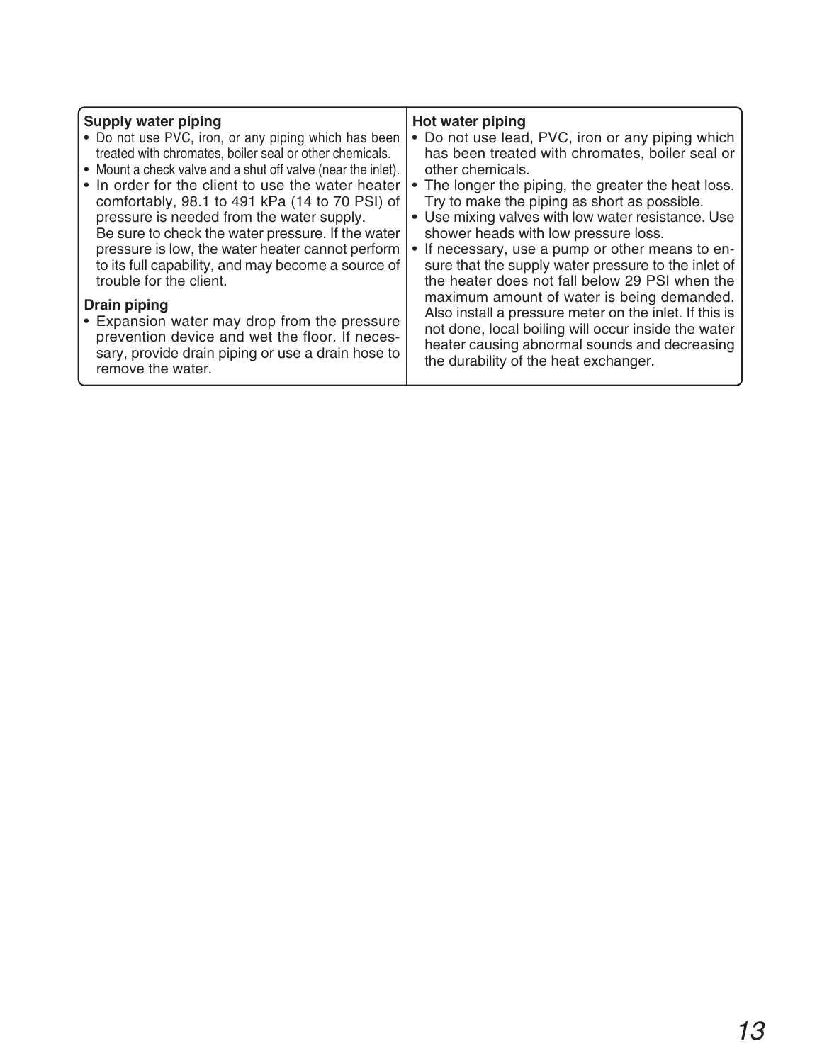**Supply water piping**

- Do not use PVC, iron, or any piping which has been treated with chromates, boiler seal or other chemicals.
- Mount a check valve and a shut off valve (near the inlet).
- In order for the client to use the water heater comfortably, 98.1 to 491 kPa (14 to 70 PSI) of pressure is needed from the water supply.
  Be sure to check the water pressure. If the water pressure is low, the water heater cannot perform to its full capability, and may become a source of trouble for the client.

**Drain piping**

- Expansion water may drop from the pressure prevention device and wet the floor. If necessary, provide drain piping or use a drain hose to remove the water.

**Hot water piping**

- Do not use lead, PVC, iron or any piping which has been treated with chromates, boiler seal or other chemicals.
- The longer the piping, the greater the heat loss. Try to make the piping as short as possible.
- Use mixing valves with low water resistance. Use shower heads with low pressure loss.
- If necessary, use a pump or other means to ensure that the supply water pressure to the inlet of the heater does not fall below 29 PSI when the maximum amount of water is being demanded. Also install a pressure meter on the inlet. If this is not done, local boiling will occur inside the water heater causing abnormal sounds and decreasing the durability of the heat exchanger.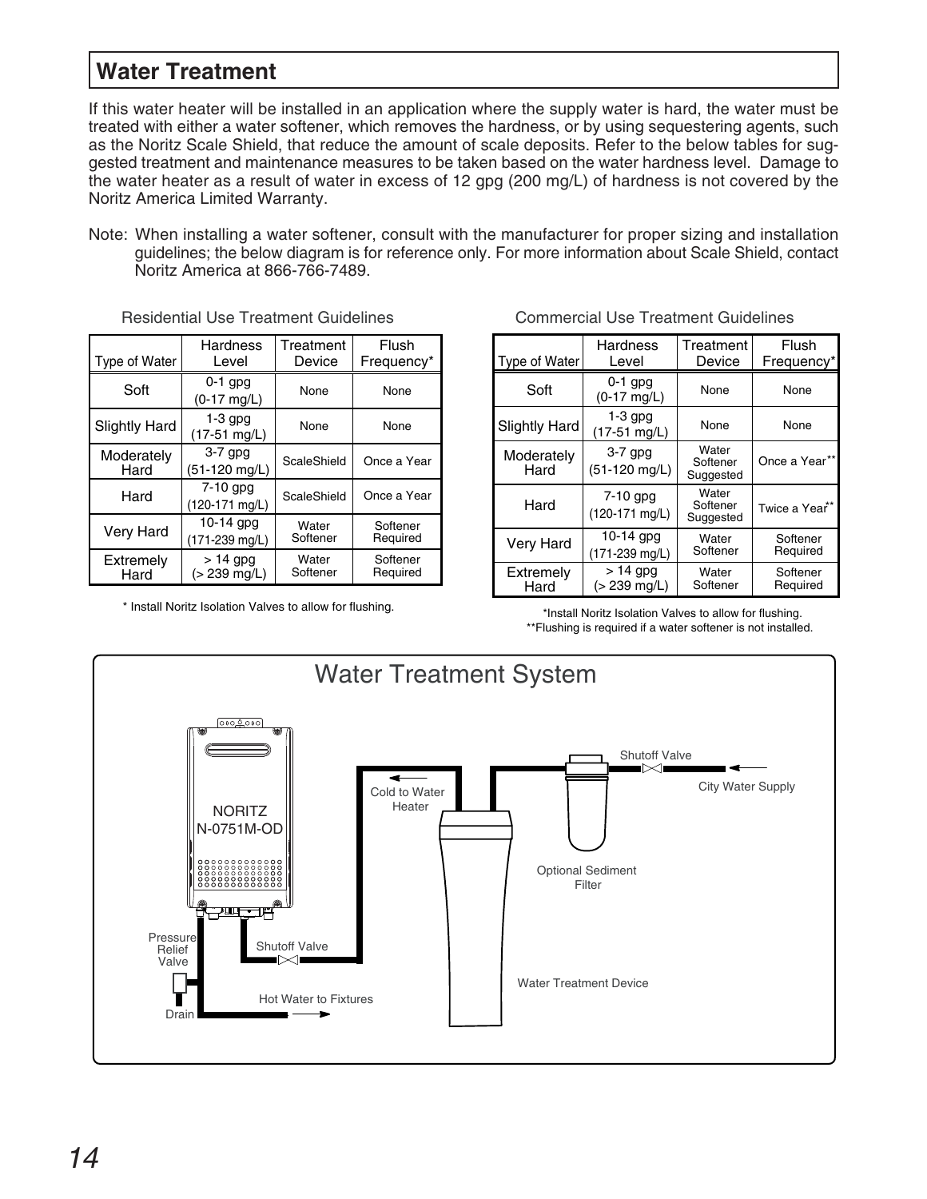## Water Treatment

If this water heater will be installed in an application where the supply water is hard, the water must be treated with either a water softener, which removes the hardness, or by using sequestering agents, such as the Noritz Scale Shield, that reduce the amount of scale deposits. Refer to the below tables for suggested treatment and maintenance measures to be taken based on the water hardness level. Damage to the water heater as a result of water in excess of 12 gpg (200 mg/L) of hardness is not covered by the Noritz America Limited Warranty.

Note: When installing a water softener, consult with the manufacturer for proper sizing and installation guidelines; the below diagram is for reference only. For more information about Scale Shield, contact Noritz America at 866-766-7489.

Residential Use Treatment Guidelines

| Type of Water | Hardness Level | Treatment Device | Flush Frequency* |
|---|---|---|---|
| Soft | 0-1 gpg (0-17 mg/L) | None | None |
| Slightly Hard | 1-3 gpg (17-51 mg/L) | None | None |
| Moderately Hard | 3-7 gpg (51-120 mg/L) | ScaleShield | Once a Year |
| Hard | 7-10 gpg (120-171 mg/L) | ScaleShield | Once a Year |
| Very Hard | 10-14 gpg (171-239 mg/L) | Water Softener | Softener Required |
| Extremely Hard | > 14 gpg (> 239 mg/L) | Water Softener | Softener Required |

\* Install Noritz Isolation Valves to allow for flushing.

Commercial Use Treatment Guidelines

| Type of Water | Hardness Level | Treatment Device | Flush Frequency* |
|---|---|---|---|
| Soft | 0-1 gpg (0-17 mg/L) | None | None |
| Slightly Hard | 1-3 gpg (17-51 mg/L) | None | None |
| Moderately Hard | 3-7 gpg (51-120 mg/L) | Water Softener Suggested | Once a Year** |
| Hard | 7-10 gpg (120-171 mg/L) | Water Softener Suggested | Twice a Year** |
| Very Hard | 10-14 gpg (171-239 mg/L) | Water Softener | Softener Required |
| Extremely Hard | > 14 gpg (> 239 mg/L) | Water Softener | Softener Required |

*Install Noritz Isolation Valves to allow for flushing.
**Flushing is required if a water softener is not installed.

Water Treatment System

NORITZ N-0751M-OD

Cold to Water Heater

Shutoff Valve

City Water Supply

Optional Sediment Filter

Pressure Relief Valve

Shutoff Valve

Water Treatment Device

Hot Water to Fixtures

Drain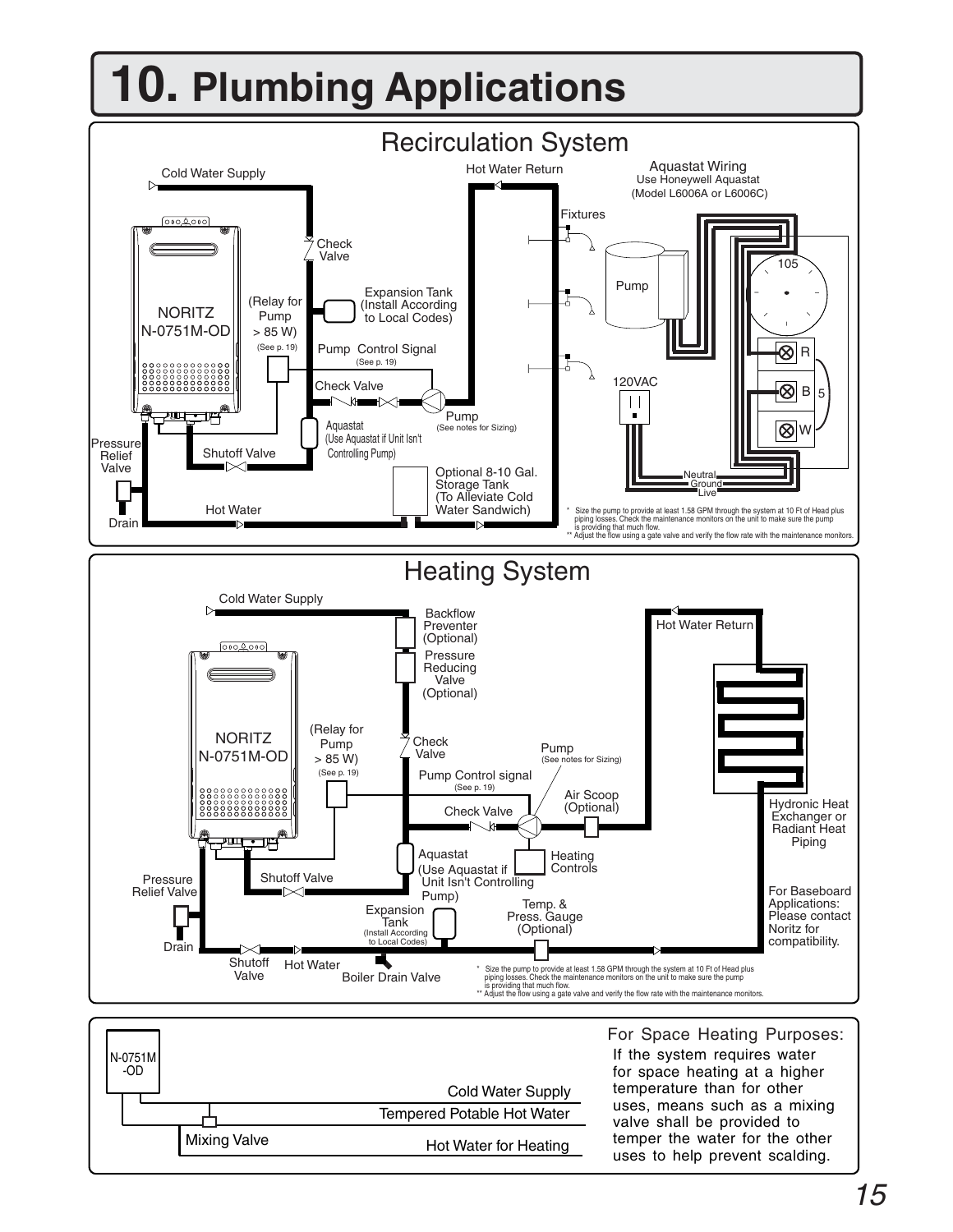# 10. Plumbing Applications

## Recirculation System

Cold Water Supply

Hot Water Return

Aquastat Wiring
Use Honeywell Aquastat
(Model L6006A or L6006C)

Fixtures

Check Valve

NORITZ
N-0751M-OD

(Relay for Pump > 85 W)
(See p. 19)

Expansion Tank
(Install According to Local Codes)

Pump

105

Pump Control Signal
(See p. 19)

R

Check Valve

120VAC

B

5

Pump
(See notes for Sizing)

W

Aquastat
(Use Aquastat if Unit Isn't Controlling Pump)

Pressure Relief Valve

Shutoff Valve

Optional 8-10 Gal. Storage Tank
(To Alleviate Cold Water Sandwich)

Neutral
Ground
Live

Hot Water

Drain

\* Size the pump to provide at least 1.58 GPM through the system at 10 Ft of Head plus piping losses. Check the maintenance monitors on the unit to make sure the pump is providing that much flow.
\*\* Adjust the flow using a gate valve and verify the flow rate with the maintenance monitors.

## Heating System

Cold Water Supply

Backflow Preventer
(Optional)

Hot Water Return

Pressure Reducing Valve
(Optional)

NORITZ
N-0751M-OD

(Relay for Pump > 85 W)
(See p. 19)

Check Valve

Pump
(See notes for Sizing)

Pump Control signal
(See p. 19)

Air Scoop
(Optional)

Check Valve

Hydronic Heat Exchanger or Radiant Heat Piping

Aquastat
(Use Aquastat if Unit Isn't Controlling Pump)

Heating Controls

Pressure Relief Valve

Shutoff Valve

Expansion Tank
(Install According to Local Codes)

Temp. & Press. Gauge
(Optional)

For Baseboard Applications: Please contact Noritz for compatibility.

Drain

Shutoff Valve

Hot Water

Boiler Drain Valve

\* Size the pump to provide at least 1.58 GPM through the system at 10 Ft of Head plus piping losses. Check the maintenance monitors on the unit to make sure the pump is providing that much flow.
\*\* Adjust the flow using a gate valve and verify the flow rate with the maintenance monitors.

N-0751M-OD

Cold Water Supply

Tempered Potable Hot Water

Mixing Valve

Hot Water for Heating

For Space Heating Purposes:
If the system requires water for space heating at a higher temperature than for other uses, means such as a mixing valve shall be provided to temper the water for the other uses to help prevent scalding.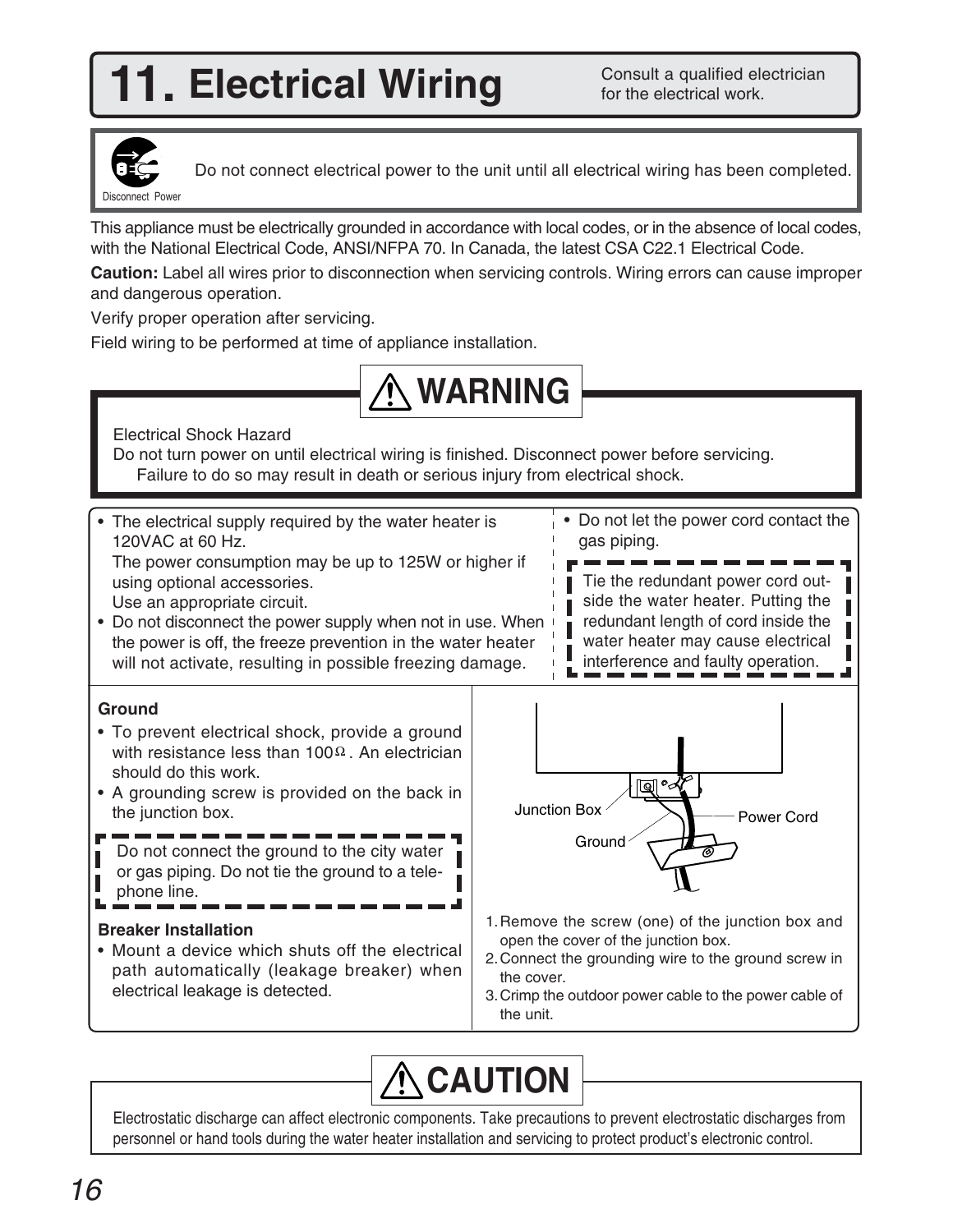# 11. Electrical Wiring

Consult a qualified electrician for the electrical work.

Disconnect Power

Do not connect electrical power to the unit until all electrical wiring has been completed.

This appliance must be electrically grounded in accordance with local codes, or in the absence of local codes, with the National Electrical Code, ANSI/NFPA 70. In Canada, the latest CSA C22.1 Electrical Code.

**Caution:** Label all wires prior to disconnection when servicing controls. Wiring errors can cause improper and dangerous operation.

Verify proper operation after servicing.

Field wiring to be performed at time of appliance installation.

## ⚠ WARNING

Electrical Shock Hazard
Do not turn power on until electrical wiring is finished. Disconnect power before servicing.
Failure to do so may result in death or serious injury from electrical shock.

- The electrical supply required by the water heater is 120VAC at 60 Hz.
  The power consumption may be up to 125W or higher if using optional accessories.
  Use an appropriate circuit.
- Do not disconnect the power supply when not in use. When the power is off, the freeze prevention in the water heater will not activate, resulting in possible freezing damage.
- Do not let the power cord contact the gas piping.

Tie the redundant power cord outside the water heater. Putting the redundant length of cord inside the water heater may cause electrical interference and faulty operation.

### Ground

- To prevent electrical shock, provide a ground with resistance less than 100Ω. An electrician should do this work.
- A grounding screw is provided on the back in the junction box.

Do not connect the ground to the city water or gas piping. Do not tie the ground to a telephone line.

### Breaker Installation

- Mount a device which shuts off the electrical path automatically (leakage breaker) when electrical leakage is detected.

Junction Box
Ground
Power Cord

1. Remove the screw (one) of the junction box and open the cover of the junction box.
2. Connect the grounding wire to the ground screw in the cover.
3. Crimp the outdoor power cable to the power cable of the unit.

## ⚠ CAUTION

Electrostatic discharge can affect electronic components. Take precautions to prevent electrostatic discharges from personnel or hand tools during the water heater installation and servicing to protect product's electronic control.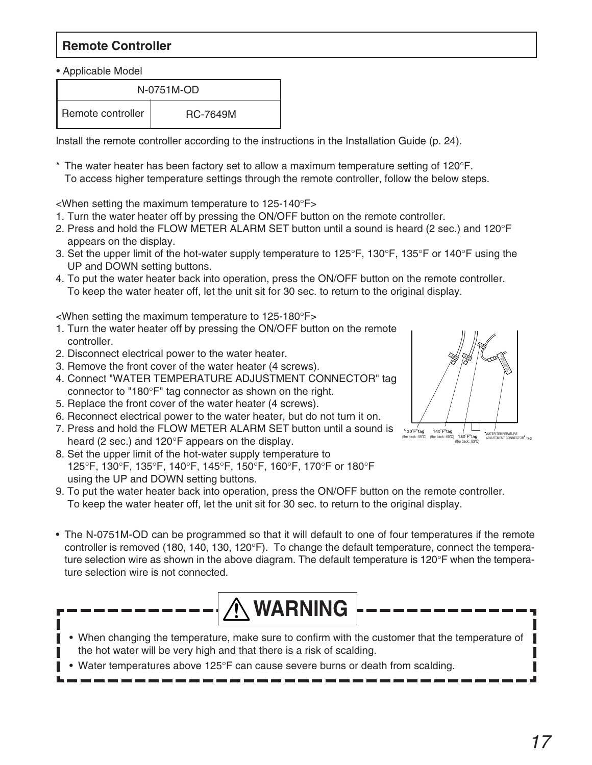## Remote Controller

- Applicable Model

| N-0751M-OD | |
|---|---|
| Remote controller | RC-7649M |

Install the remote controller according to the instructions in the Installation Guide (p. 24).

\* The water heater has been factory set to allow a maximum temperature setting of 120°F.
To access higher temperature settings through the remote controller, follow the below steps.

<When setting the maximum temperature to 125-140°F>

1. Turn the water heater off by pressing the ON/OFF button on the remote controller.
2. Press and hold the FLOW METER ALARM SET button until a sound is heard (2 sec.) and 120°F appears on the display.
3. Set the upper limit of the hot-water supply temperature to 125°F, 130°F, 135°F or 140°F using the UP and DOWN setting buttons.
4. To put the water heater back into operation, press the ON/OFF button on the remote controller. To keep the water heater off, let the unit sit for 30 sec. to return to the original display.

<When setting the maximum temperature to 125-180°F>

1. Turn the water heater off by pressing the ON/OFF button on the remote controller.
2. Disconnect electrical power to the water heater.
3. Remove the front cover of the water heater (4 screws).
4. Connect "WATER TEMPERATURE ADJUSTMENT CONNECTOR" tag connector to "180°F" tag connector as shown on the right.
5. Replace the front cover of the water heater (4 screws).
6. Reconnect electrical power to the water heater, but do not turn it on.
7. Press and hold the FLOW METER ALARM SET button until a sound is heard (2 sec.) and 120°F appears on the display.
8. Set the upper limit of the hot-water supply temperature to 125°F, 130°F, 135°F, 140°F, 145°F, 150°F, 160°F, 170°F or 180°F using the UP and DOWN setting buttons.
9. To put the water heater back into operation, press the ON/OFF button on the remote controller. To keep the water heater off, let the unit sit for 30 sec. to return to the original display.

"130°F" tag (the back : 55°C) "140°F" tag (the back : 60°C) "180°F" tag (the back : 83°C) "WATER TEMPERATURE ADJUSTMENT CONNECTOR" tag

- The N-0751M-OD can be programmed so that it will default to one of four temperatures if the remote controller is removed (180, 140, 130, 120°F). To change the default temperature, connect the temperature selection wire as shown in the above diagram. The default temperature is 120°F when the temperature selection wire is not connected.

**⚠ WARNING**

- When changing the temperature, make sure to confirm with the customer that the temperature of the hot water will be very high and that there is a risk of scalding.
- Water temperatures above 125°F can cause severe burns or death from scalding.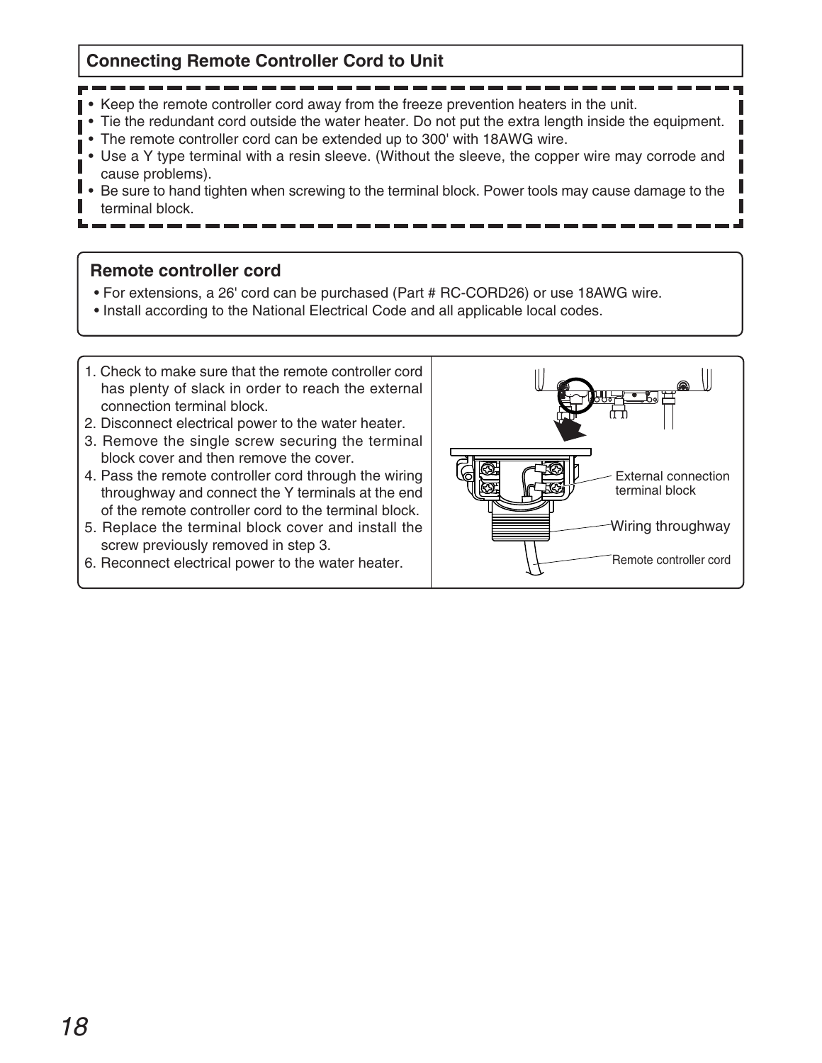## Connecting Remote Controller Cord to Unit

- Keep the remote controller cord away from the freeze prevention heaters in the unit.
- Tie the redundant cord outside the water heater. Do not put the extra length inside the equipment.
- The remote controller cord can be extended up to 300' with 18AWG wire.
- Use a Y type terminal with a resin sleeve. (Without the sleeve, the copper wire may corrode and cause problems).
- Be sure to hand tighten when screwing to the terminal block. Power tools may cause damage to the terminal block.

### Remote controller cord

- For extensions, a 26' cord can be purchased (Part # RC-CORD26) or use 18AWG wire.
- Install according to the National Electrical Code and all applicable local codes.

1. Check to make sure that the remote controller cord has plenty of slack in order to reach the external connection terminal block.
2. Disconnect electrical power to the water heater.
3. Remove the single screw securing the terminal block cover and then remove the cover.
4. Pass the remote controller cord through the wiring throughway and connect the Y terminals at the end of the remote controller cord to the terminal block.
5. Replace the terminal block cover and install the screw previously removed in step 3.
6. Reconnect electrical power to the water heater.

External connection terminal block

Wiring throughway

Remote controller cord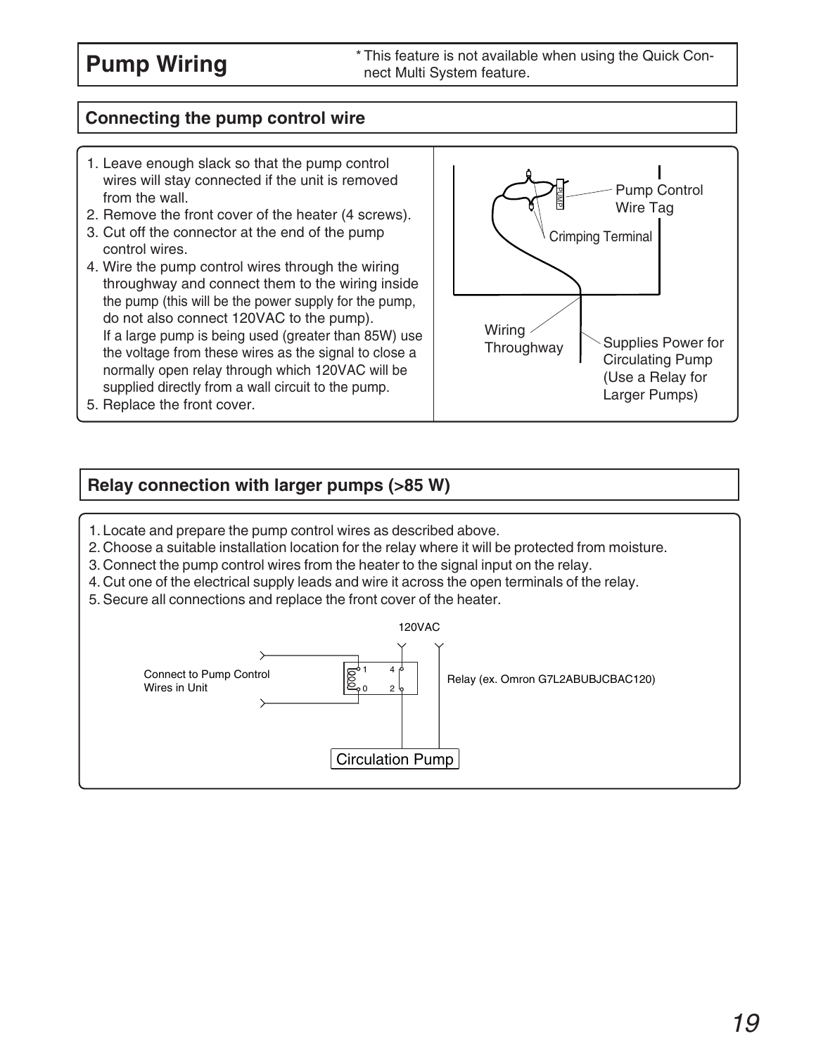# Pump Wiring

\* This feature is not available when using the Quick Connect Multi System feature.

## Connecting the pump control wire

1. Leave enough slack so that the pump control wires will stay connected if the unit is removed from the wall.
2. Remove the front cover of the heater (4 screws).
3. Cut off the connector at the end of the pump control wires.
4. Wire the pump control wires through the wiring throughway and connect them to the wiring inside the pump (this will be the power supply for the pump, do not also connect 120VAC to the pump).
   If a large pump is being used (greater than 85W) use the voltage from these wires as the signal to close a normally open relay through which 120VAC will be supplied directly from a wall circuit to the pump.
5. Replace the front cover.

Pump Control Wire Tag

Crimping Terminal

Wiring Throughway

Supplies Power for Circulating Pump (Use a Relay for Larger Pumps)

## Relay connection with larger pumps (>85 W)

1. Locate and prepare the pump control wires as described above.
2. Choose a suitable installation location for the relay where it will be protected from moisture.
3. Connect the pump control wires from the heater to the signal input on the relay.
4. Cut one of the electrical supply leads and wire it across the open terminals of the relay.
5. Secure all connections and replace the front cover of the heater.

120VAC

Connect to Pump Control Wires in Unit

Relay (ex. Omron G7L2ABUBJCBAC120)

Circulation Pump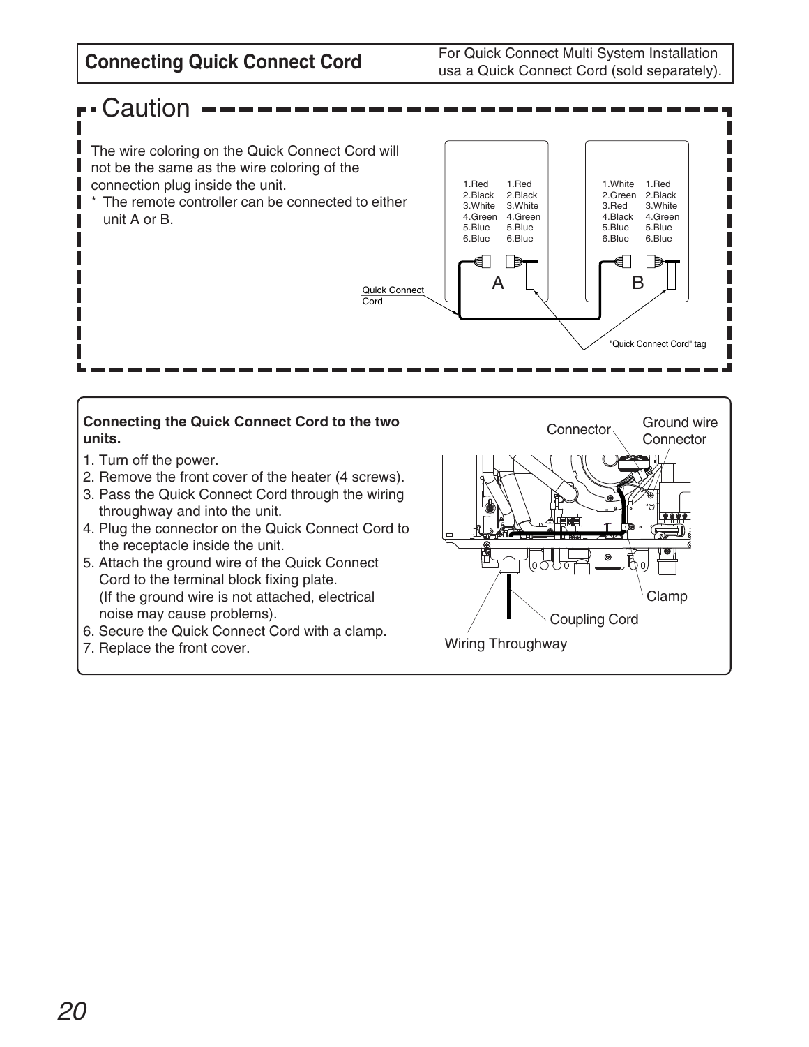## Connecting Quick Connect Cord

For Quick Connect Multi System Installation usa a Quick Connect Cord (sold separately).

### Caution

The wire coloring on the Quick Connect Cord will not be the same as the wire coloring of the connection plug inside the unit.

* The remote controller can be connected to either unit A or B.

| A | | B | |
|---|---|---|---|
| 1.Red | 1.Red | 1.White | 1.Red |
| 2.Black | 2.Black | 2.Green | 2.Black |
| 3.White | 3.White | 3.Red | 3.White |
| 4.Green | 4.Green | 4.Black | 4.Green |
| 5.Blue | 5.Blue | 5.Blue | 5.Blue |
| 6.Blue | 6.Blue | 6.Blue | 6.Blue |

Quick Connect Cord

"Quick Connect Cord" tag

**Connecting the Quick Connect Cord to the two units.**

1. Turn off the power.
2. Remove the front cover of the heater (4 screws).
3. Pass the Quick Connect Cord through the wiring throughway and into the unit.
4. Plug the connector on the Quick Connect Cord to the receptacle inside the unit.
5. Attach the ground wire of the Quick Connect Cord to the terminal block fixing plate. (If the ground wire is not attached, electrical noise may cause problems).
6. Secure the Quick Connect Cord with a clamp.
7. Replace the front cover.

Connector, Ground wire Connector, Clamp, Coupling Cord, Wiring Throughway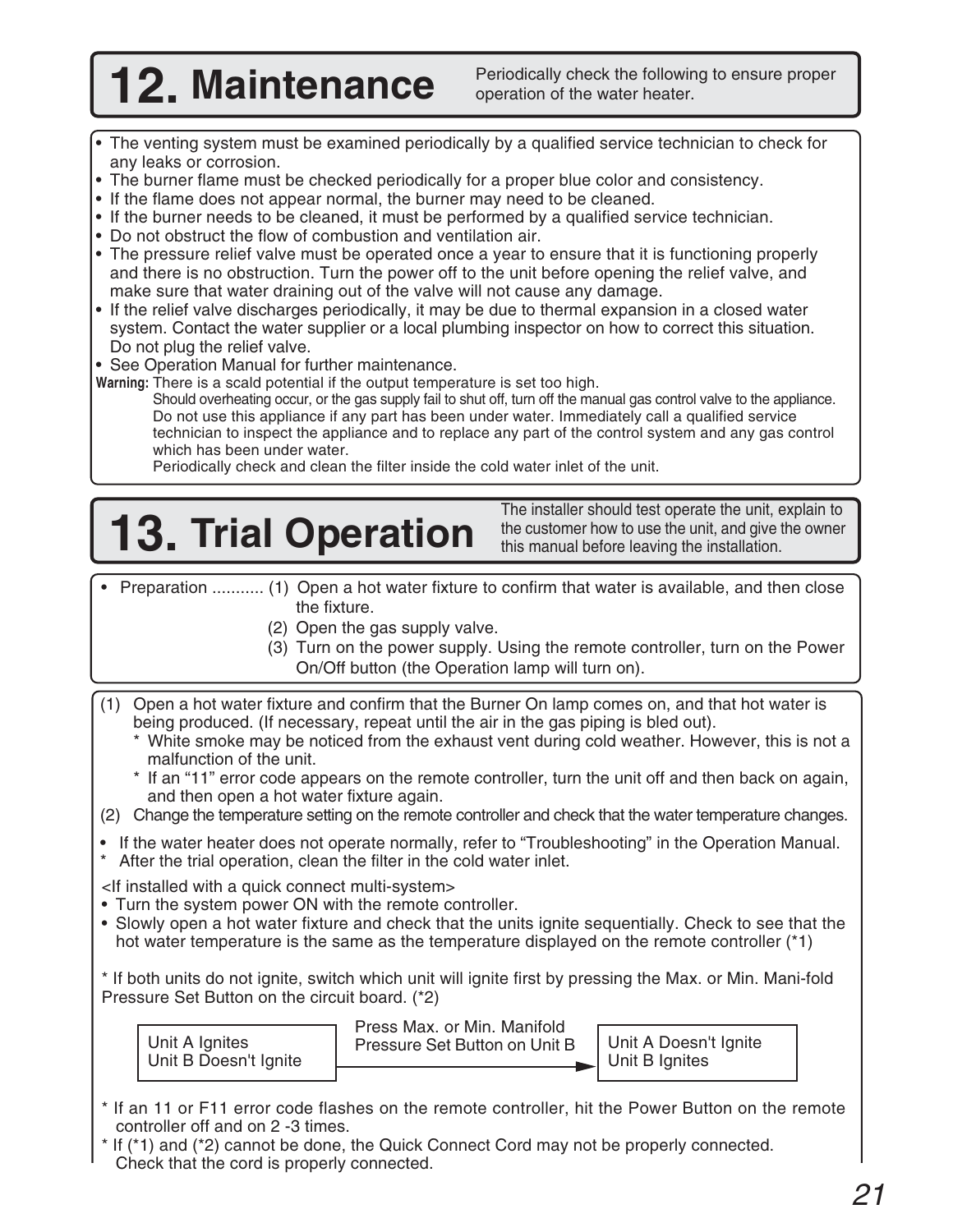# 12. Maintenance

Periodically check the following to ensure proper operation of the water heater.

- The venting system must be examined periodically by a qualified service technician to check for any leaks or corrosion.
- The burner flame must be checked periodically for a proper blue color and consistency.
- If the flame does not appear normal, the burner may need to be cleaned.
- If the burner needs to be cleaned, it must be performed by a qualified service technician.
- Do not obstruct the flow of combustion and ventilation air.
- The pressure relief valve must be operated once a year to ensure that it is functioning properly and there is no obstruction. Turn the power off to the unit before opening the relief valve, and make sure that water draining out of the valve will not cause any damage.
- If the relief valve discharges periodically, it may be due to thermal expansion in a closed water system. Contact the water supplier or a local plumbing inspector on how to correct this situation. Do not plug the relief valve.
- See Operation Manual for further maintenance.

**Warning:** There is a scald potential if the output temperature is set too high.
Should overheating occur, or the gas supply fail to shut off, turn off the manual gas control valve to the appliance.
Do not use this appliance if any part has been under water. Immediately call a qualified service technician to inspect the appliance and to replace any part of the control system and any gas control which has been under water.
Periodically check and clean the filter inside the cold water inlet of the unit.

# 13. Trial Operation

The installer should test operate the unit, explain to the customer how to use the unit, and give the owner this manual before leaving the installation.

- Preparation ........... (1) Open a hot water fixture to confirm that water is available, and then close the fixture.
  (2) Open the gas supply valve.
  (3) Turn on the power supply. Using the remote controller, turn on the Power On/Off button (the Operation lamp will turn on).

(1) Open a hot water fixture and confirm that the Burner On lamp comes on, and that hot water is being produced. (If necessary, repeat until the air in the gas piping is bled out).
  * White smoke may be noticed from the exhaust vent during cold weather. However, this is not a malfunction of the unit.
  * If an “11” error code appears on the remote controller, turn the unit off and then back on again, and then open a hot water fixture again.

(2) Change the temperature setting on the remote controller and check that the water temperature changes.

- If the water heater does not operate normally, refer to “Troubleshooting” in the Operation Manual.

* After the trial operation, clean the filter in the cold water inlet.

<If installed with a quick connect multi-system>

- Turn the system power ON with the remote controller.
- Slowly open a hot water fixture and check that the units ignite sequentially. Check to see that the hot water temperature is the same as the temperature displayed on the remote controller (*1)

* If both units do not ignite, switch which unit will ignite first by pressing the Max. or Min. Mani-fold Pressure Set Button on the circuit board. (*2)

Unit A Ignites / Unit B Doesn't Ignite → (Press Max. or Min. Manifold Pressure Set Button on Unit B) → Unit A Doesn't Ignite / Unit B Ignites

* If an 11 or F11 error code flashes on the remote controller, hit the Power Button on the remote controller off and on 2 -3 times.
* If (*1) and (*2) cannot be done, the Quick Connect Cord may not be properly connected. Check that the cord is properly connected.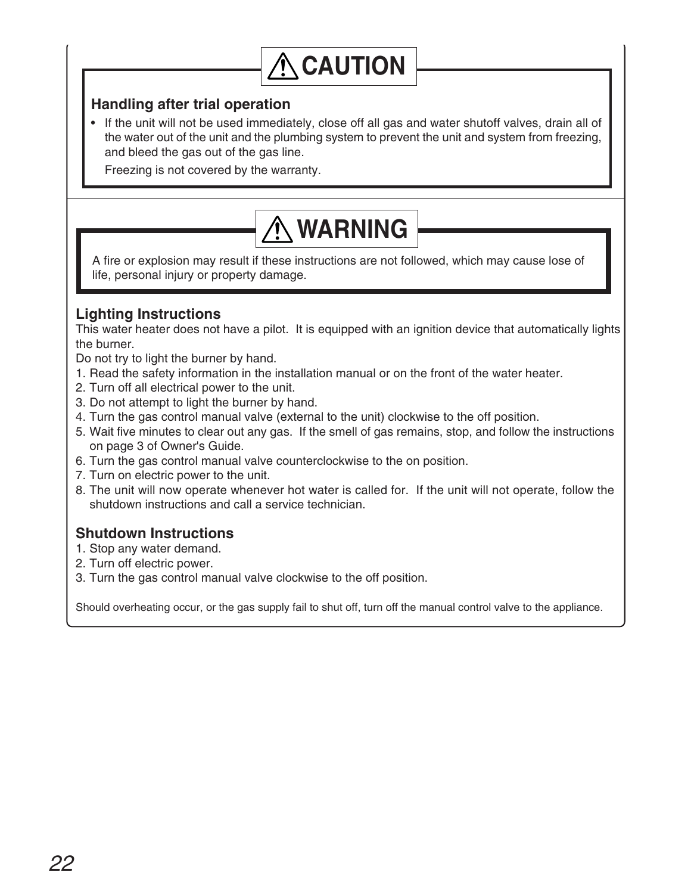## ⚠ CAUTION

**Handling after trial operation**

- If the unit will not be used immediately, close off all gas and water shutoff valves, drain all of the water out of the unit and the plumbing system to prevent the unit and system from freezing, and bleed the gas out of the gas line.

  Freezing is not covered by the warranty.

## ⚠ WARNING

A fire or explosion may result if these instructions are not followed, which may cause lose of life, personal injury or property damage.

### Lighting Instructions

This water heater does not have a pilot. It is equipped with an ignition device that automatically lights the burner.

Do not try to light the burner by hand.

1. Read the safety information in the installation manual or on the front of the water heater.
2. Turn off all electrical power to the unit.
3. Do not attempt to light the burner by hand.
4. Turn the gas control manual valve (external to the unit) clockwise to the off position.
5. Wait five minutes to clear out any gas. If the smell of gas remains, stop, and follow the instructions on page 3 of Owner's Guide.
6. Turn the gas control manual valve counterclockwise to the on position.
7. Turn on electric power to the unit.
8. The unit will now operate whenever hot water is called for. If the unit will not operate, follow the shutdown instructions and call a service technician.

### Shutdown Instructions

1. Stop any water demand.
2. Turn off electric power.
3. Turn the gas control manual valve clockwise to the off position.

Should overheating occur, or the gas supply fail to shut off, turn off the manual control valve to the appliance.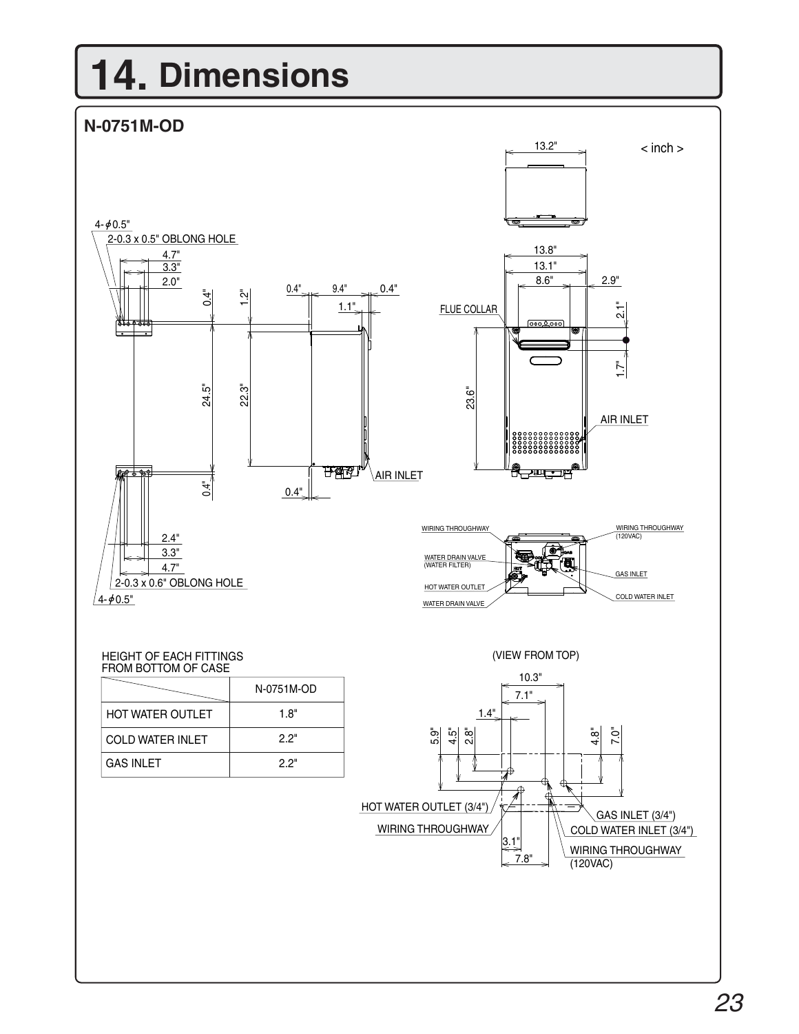# 14. Dimensions

## N-0751M-OD

< inch >

HEIGHT OF EACH FITTINGS FROM BOTTOM OF CASE

| | N-0751M-OD |
|---|---|
| HOT WATER OUTLET | 1.8" |
| COLD WATER INLET | 2.2" |
| GAS INLET | 2.2" |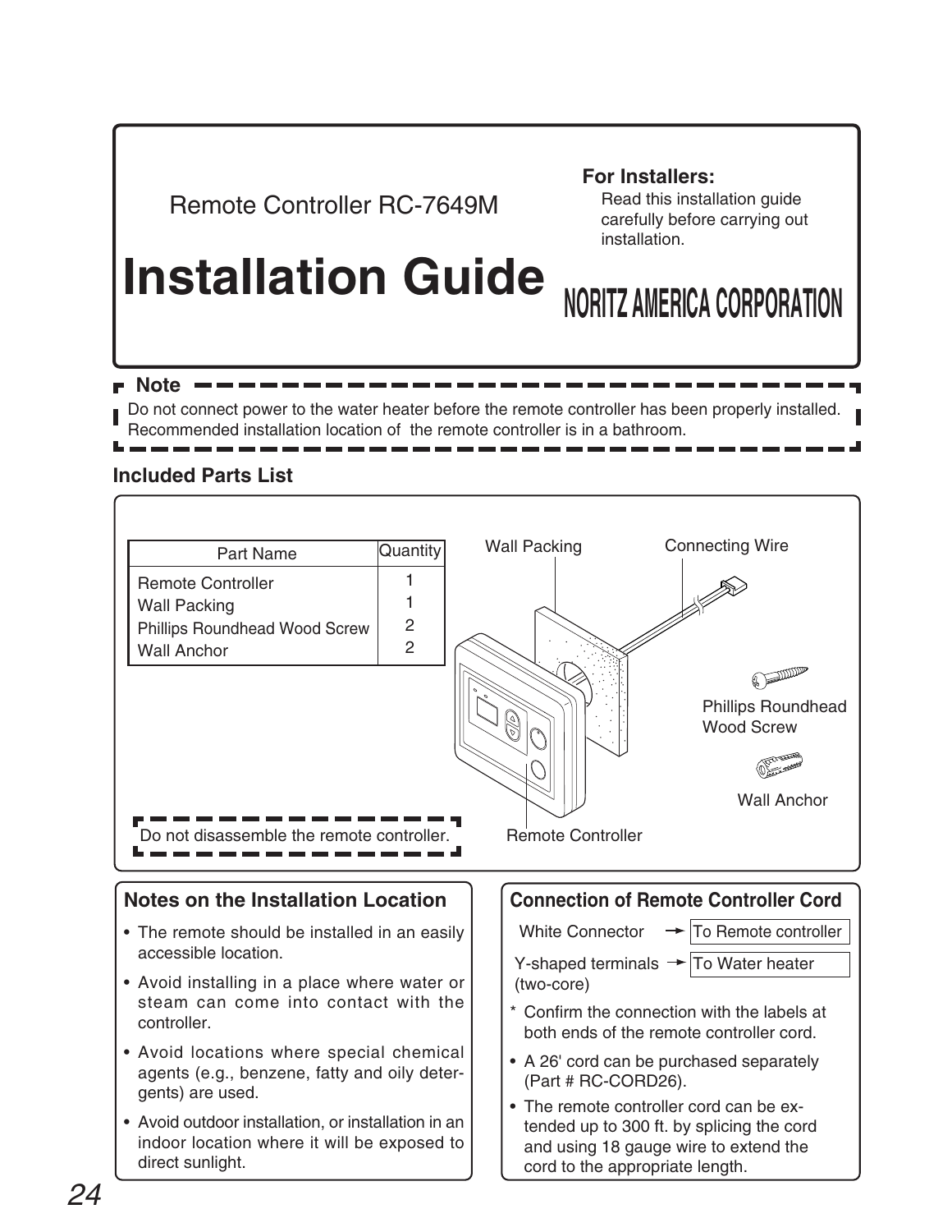Remote Controller RC-7649M

# Installation Guide

**NORITZ AMERICA CORPORATION**

**For Installers:**
Read this installation guide carefully before carrying out installation.

**Note**

Do not connect power to the water heater before the remote controller has been properly installed.
Recommended installation location of the remote controller is in a bathroom.

## Included Parts List

| Part Name | Quantity |
|---|---|
| Remote Controller | 1 |
| Wall Packing | 1 |
| Phillips Roundhead Wood Screw | 2 |
| Wall Anchor | 2 |

Wall Packing
Connecting Wire
Phillips Roundhead Wood Screw
Wall Anchor
Remote Controller

Do not disassemble the remote controller.

## Notes on the Installation Location

- The remote should be installed in an easily accessible location.
- Avoid installing in a place where water or steam can come into contact with the controller.
- Avoid locations where special chemical agents (e.g., benzene, fatty and oily detergents) are used.
- Avoid outdoor installation, or installation in an indoor location where it will be exposed to direct sunlight.

## Connection of Remote Controller Cord

White Connector → To Remote controller

Y-shaped terminals (two-core) → To Water heater

\* Confirm the connection with the labels at both ends of the remote controller cord.

- A 26' cord can be purchased separately (Part # RC-CORD26).
- The remote controller cord can be extended up to 300 ft. by splicing the cord and using 18 gauge wire to extend the cord to the appropriate length.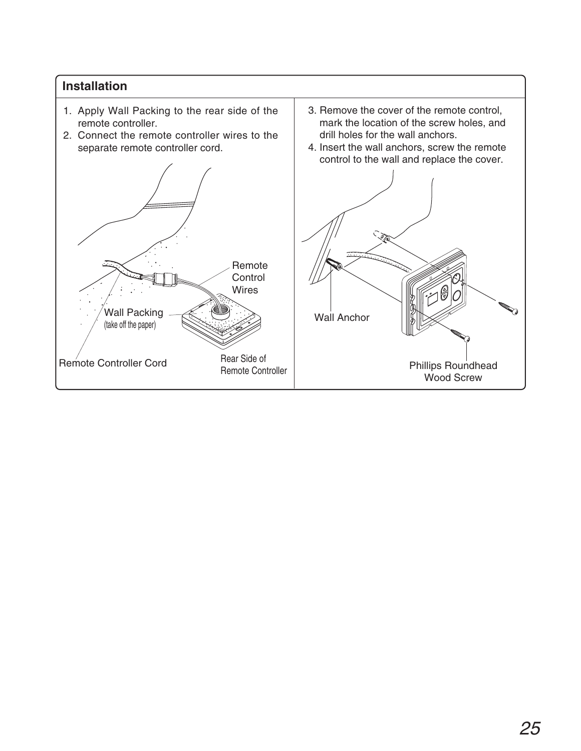## Installation

1. Apply Wall Packing to the rear side of the remote controller.
2. Connect the remote controller wires to the separate remote controller cord.

Remote Control Wires

Wall Packing
(take off the paper)

Remote Controller Cord

Rear Side of Remote Controller

3. Remove the cover of the remote control, mark the location of the screw holes, and drill holes for the wall anchors.
4. Insert the wall anchors, screw the remote control to the wall and replace the cover.

Wall Anchor

Phillips Roundhead Wood Screw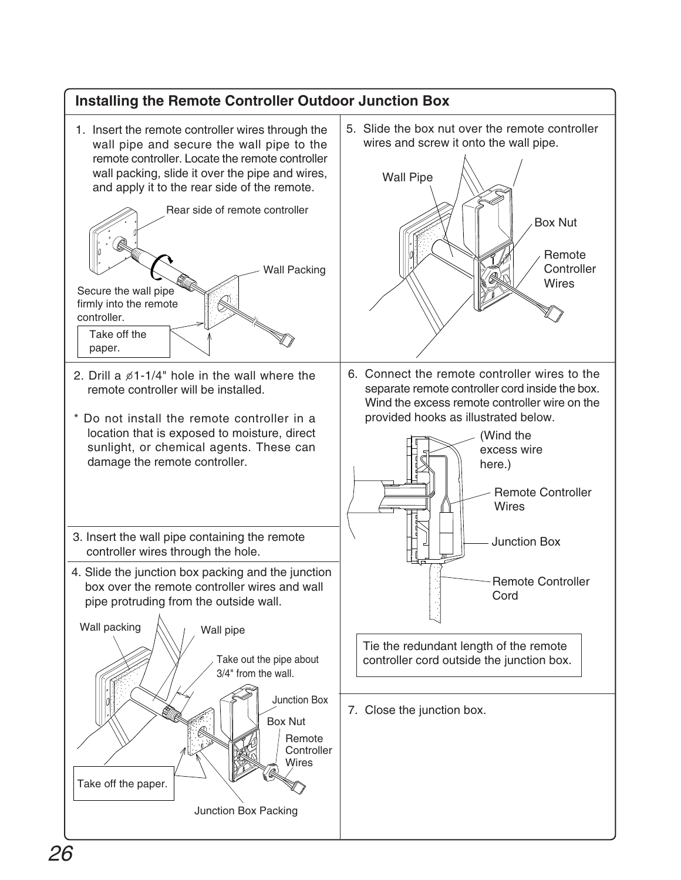## Installing the Remote Controller Outdoor Junction Box

1. Insert the remote controller wires through the wall pipe and secure the wall pipe to the remote controller. Locate the remote controller wall packing, slide it over the pipe and wires, and apply it to the rear side of the remote.

Rear side of remote controller

Wall Packing

Secure the wall pipe firmly into the remote controller.

Take off the paper.

2. Drill a ⌀1-1/4" hole in the wall where the remote controller will be installed.

* Do not install the remote controller in a location that is exposed to moisture, direct sunlight, or chemical agents. These can damage the remote controller.

3. Insert the wall pipe containing the remote controller wires through the hole.

4. Slide the junction box packing and the junction box over the remote controller wires and wall pipe protruding from the outside wall.

Wall packing

Wall pipe

Take out the pipe about 3/4" from the wall.

Junction Box

Box Nut

Remote Controller Wires

Take off the paper.

Junction Box Packing

5. Slide the box nut over the remote controller wires and screw it onto the wall pipe.

Wall Pipe

Box Nut

Remote Controller Wires

6. Connect the remote controller wires to the separate remote controller cord inside the box. Wind the excess remote controller wire on the provided hooks as illustrated below.

(Wind the excess wire here.)

Remote Controller Wires

Junction Box

Remote Controller Cord

Tie the redundant length of the remote controller cord outside the junction box.

7. Close the junction box.